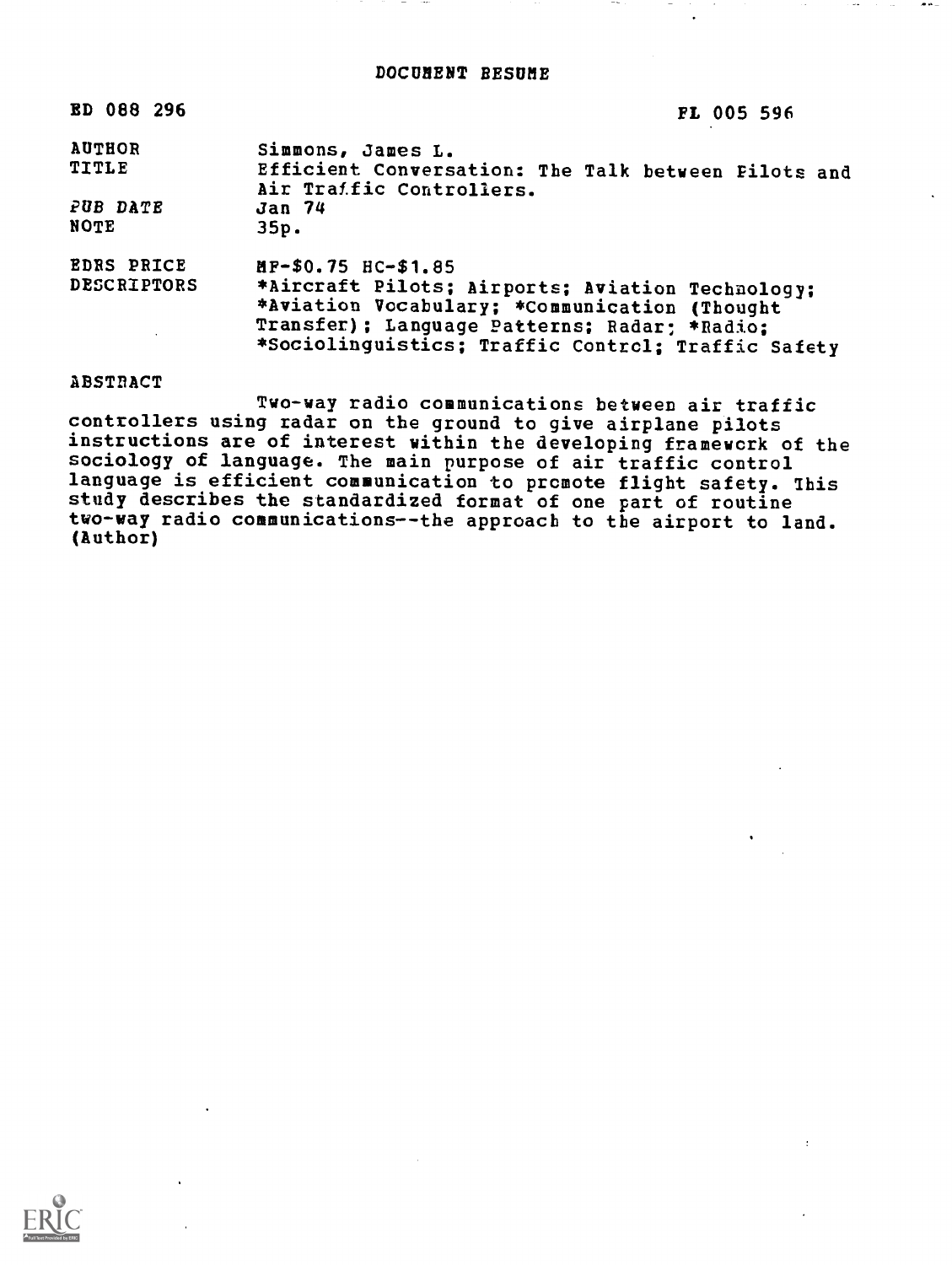# DOCUMENT RESUME

| | |
|---|---|
| ED 088 296 | FL 005 596 |
| AUTHOR | Simmons, James L. |
| TITLE | Efficient Conversation: The Talk between Pilots and Air Traffic Controllers. |
| PUB DATE | Jan 74 |
| NOTE | 35p. |
| EDRS PRICE | MF-$0.75 HC-$1.85 |
| DESCRIPTORS | *Aircraft Pilots; Airports; Aviation Technology; *Aviation Vocabulary; *Communication (Thought Transfer); Language Patterns; Radar; *Radio; *Sociolinguistics; Traffic Control; Traffic Safety |

ABSTRACT

Two-way radio communications between air traffic controllers using radar on the ground to give airplane pilots instructions are of interest within the developing framework of the sociology of language. The main purpose of air traffic control language is efficient communication to promote flight safety. This study describes the standardized format of one part of routine two-way radio communications--the approach to the airport to land. (Author)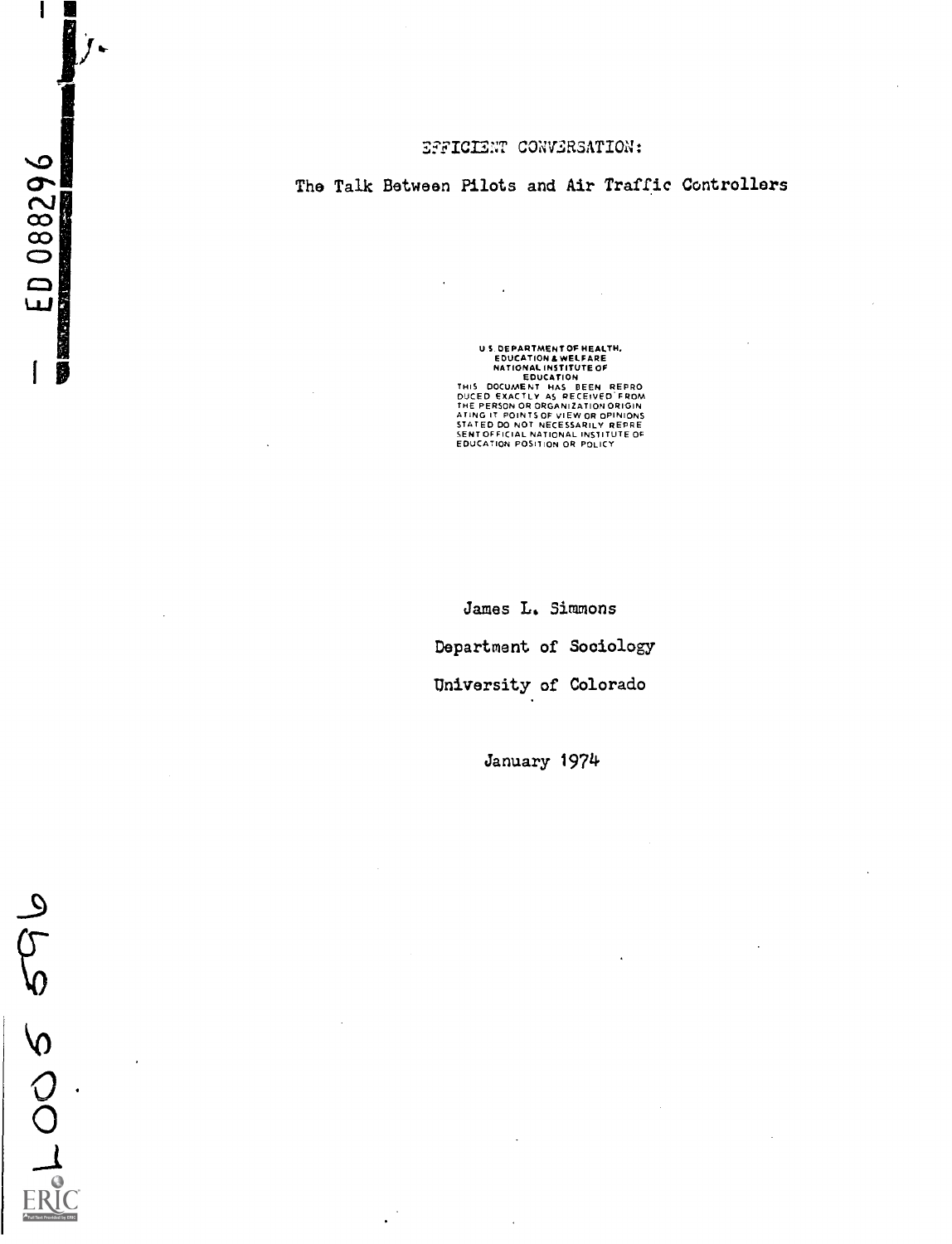EFFICIENT CONVERSATION:

The Talk Between Pilots and Air Traffic Controllers

U.S. DEPARTMENT OF HEALTH, EDUCATION & WELFARE NATIONAL INSTITUTE OF EDUCATION
THIS DOCUMENT HAS BEEN REPRODUCED EXACTLY AS RECEIVED FROM THE PERSON OR ORGANIZATION ORIGINATING IT. POINTS OF VIEW OR OPINIONS STATED DO NOT NECESSARILY REPRESENT OFFICIAL NATIONAL INSTITUTE OF EDUCATION POSITION OR POLICY

James L. Simmons

Department of Sociology

University of Colorado

January 1974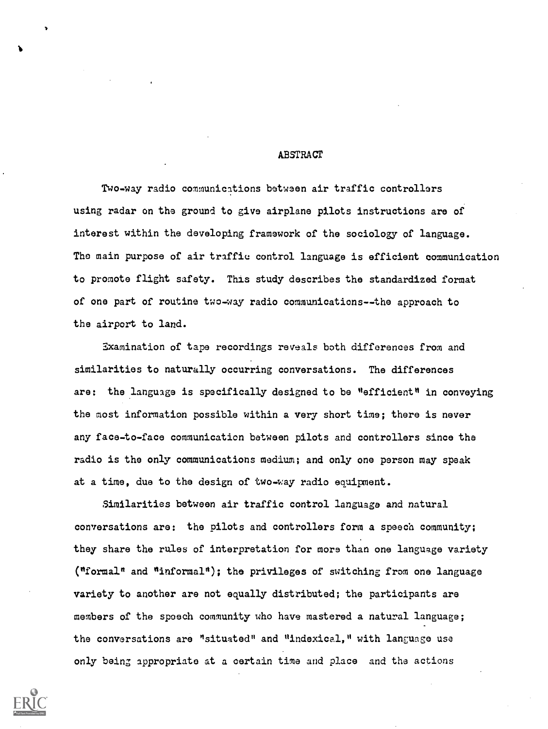# ABSTRACT

Two-way radio communications between air traffic controllers using radar on the ground to give airplane pilots instructions are of interest within the developing framework of the sociology of language. The main purpose of air traffic control language is efficient communication to promote flight safety. This study describes the standardized format of one part of routine two-way radio communications--the approach to the airport to land.

Examination of tape recordings reveals both differences from and similarities to naturally occurring conversations. The differences are: the language is specifically designed to be "efficient" in conveying the most information possible within a very short time; there is never any face-to-face communication between pilots and controllers since the radio is the only communications medium; and only one person may speak at a time, due to the design of two-way radio equipment.

Similarities between air traffic control language and natural conversations are: the pilots and controllers form a speech community; they share the rules of interpretation for more than one language variety ("formal" and "informal"); the privileges of switching from one language variety to another are not equally distributed; the participants are members of the speech community who have mastered a natural language; the conversations are "situated" and "indexical," with language use only being appropriate at a certain time and place and the actions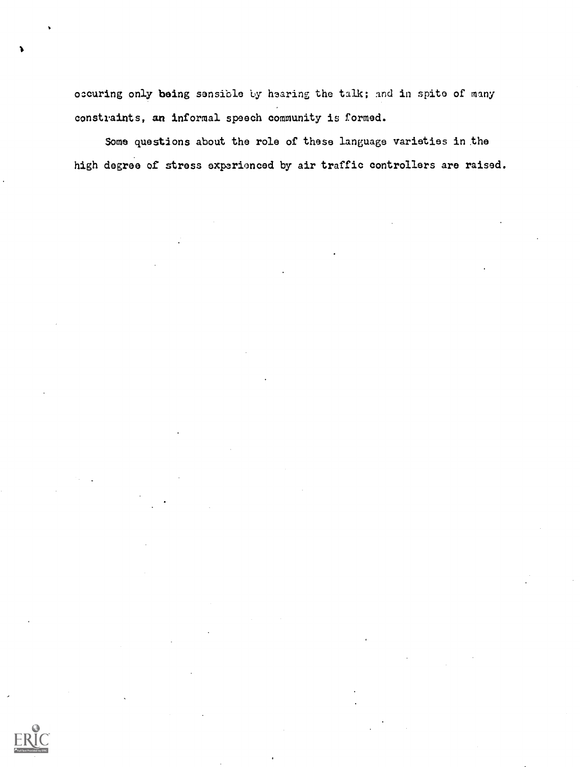occuring only being sensible by hearing the talk; and in spite of many constraints, an informal speech community is formed.

Some questions about the role of these language varieties in the high degree of stress experienced by air traffic controllers are raised.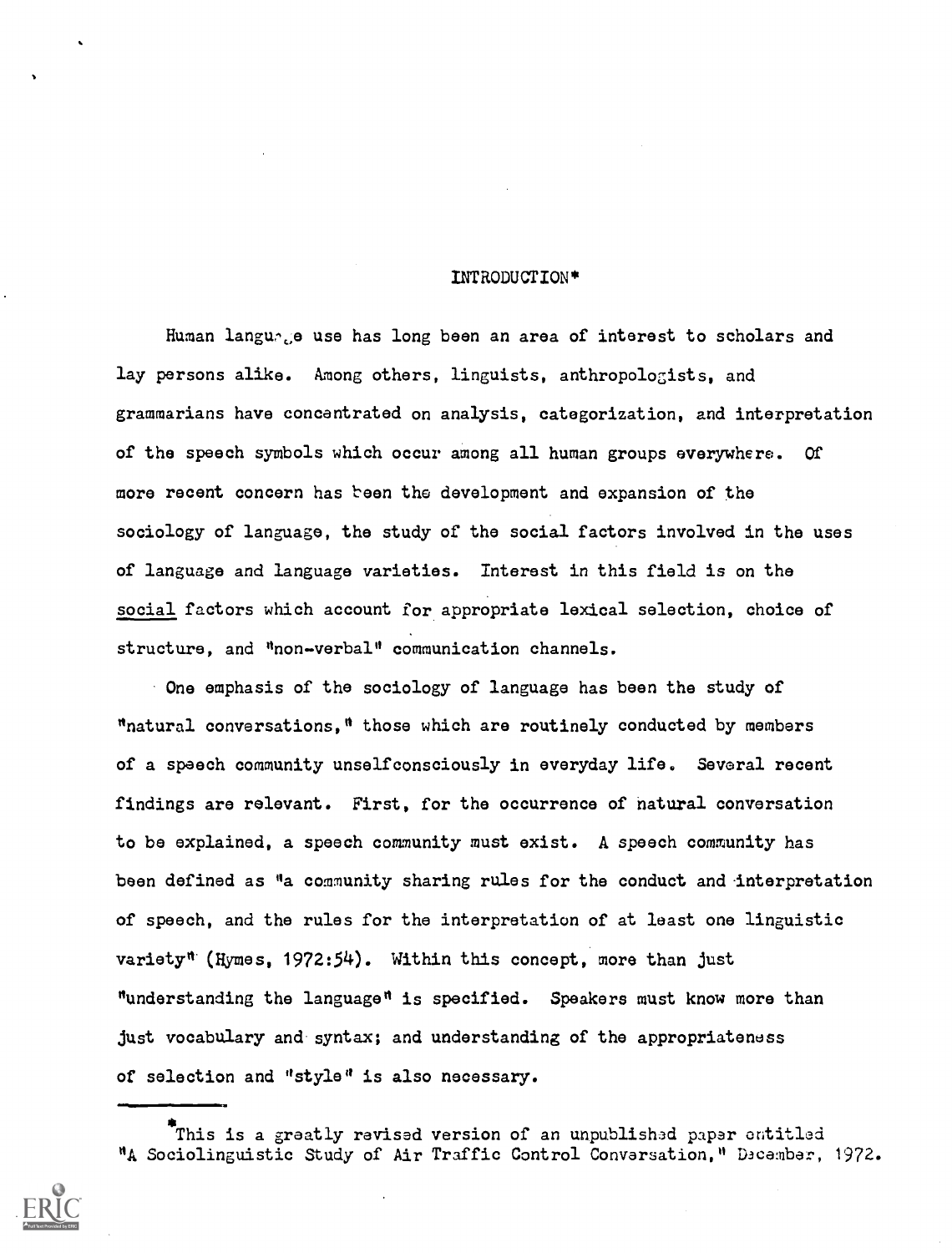# INTRODUCTION*

Human language use has long been an area of interest to scholars and lay persons alike. Among others, linguists, anthropologists, and grammarians have concentrated on analysis, categorization, and interpretation of the speech symbols which occur among all human groups everywhere. Of more recent concern has been the development and expansion of the sociology of language, the study of the social factors involved in the uses of language and language varieties. Interest in this field is on the social factors which account for appropriate lexical selection, choice of structure, and "non-verbal" communication channels.

One emphasis of the sociology of language has been the study of "natural conversations," those which are routinely conducted by members of a speech community unselfconsciously in everyday life. Several recent findings are relevant. First, for the occurrence of natural conversation to be explained, a speech community must exist. A speech community has been defined as "a community sharing rules for the conduct and interpretation of speech, and the rules for the interpretation of at least one linguistic variety" (Hymes, 1972:54). Within this concept, more than just "understanding the language" is specified. Speakers must know more than just vocabulary and syntax; and understanding of the appropriateness of selection and "style" is also necessary.

*This is a greatly revised version of an unpublished paper entitled "A Sociolinguistic Study of Air Traffic Control Conversation," December, 1972.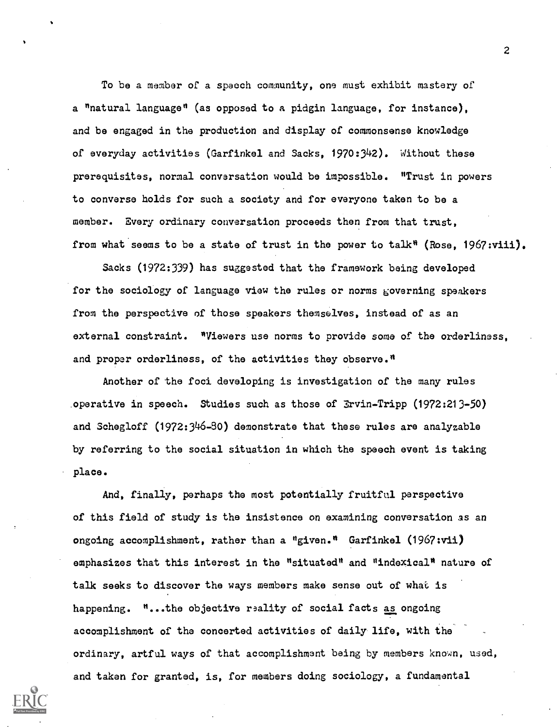To be a member of a speech community, one must exhibit mastery of a "natural language" (as opposed to a pidgin language, for instance), and be engaged in the production and display of commonsense knowledge of everyday activities (Garfinkel and Sacks, 1970:342). Without these prerequisites, normal conversation would be impossible. "Trust in powers to converse holds for such a society and for everyone taken to be a member. Every ordinary conversation proceeds then from that trust, from what seems to be a state of trust in the power to talk" (Rose, 1967:viii).

Sacks (1972:339) has suggested that the framework being developed for the sociology of language view the rules or norms governing speakers from the perspective of those speakers themselves, instead of as an external constraint. "Viewers use norms to provide some of the orderliness, and proper orderliness, of the activities they observe."

Another of the foci developing is investigation of the many rules operative in speech. Studies such as those of Ervin-Tripp (1972:213-50) and Schegloff (1972:346-80) demonstrate that these rules are analyzable by referring to the social situation in which the speech event is taking place.

And, finally, perhaps the most potentially fruitful perspective of this field of study is the insistence on examining conversation as an ongoing accomplishment, rather than a "given." Garfinkel (1967:vii) emphasizes that this interest in the "situated" and "indexical" nature of talk seeks to discover the ways members make sense out of what is happening. "...the objective reality of social facts _as_ ongoing accomplishment of the concerted activities of daily life, with the ordinary, artful ways of that accomplishment being by members known, used, and taken for granted, is, for members doing sociology, a fundamental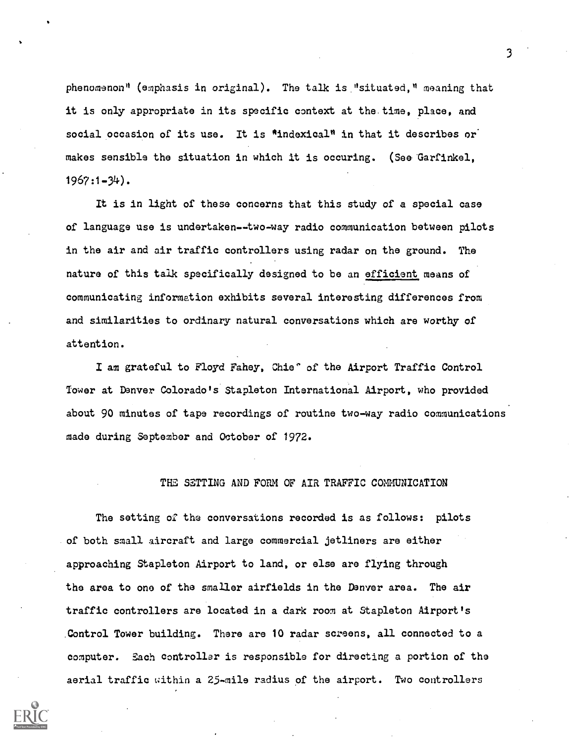phenomenon" (emphasis in original). The talk is "situated," meaning that it is only appropriate in its specific context at the time, place, and social occasion of its use. It is "indexical" in that it describes or makes sensible the situation in which it is occuring. (See Garfinkel, 1967:1-34).

It is in light of these concerns that this study of a special case of language use is undertaken--two-way radio communication between pilots in the air and air traffic controllers using radar on the ground. The nature of this talk specifically designed to be an <u>efficient</u> means of communicating information exhibits several interesting differences from and similarities to ordinary natural conversations which are worthy of attention.

I am grateful to Floyd Fahey, Chief of the Airport Traffic Control Tower at Denver Colorado's Stapleton International Airport, who provided about 90 minutes of tape recordings of routine two-way radio communications made during September and October of 1972.

## THE SETTING AND FORM OF AIR TRAFFIC COMMUNICATION

The setting of the conversations recorded is as follows: pilots of both small aircraft and large commercial jetliners are either approaching Stapleton Airport to land, or else are flying through the area to one of the smaller airfields in the Denver area. The air traffic controllers are located in a dark room at Stapleton Airport's Control Tower building. There are 10 radar screens, all connected to a computer. Each controller is responsible for directing a portion of the aerial traffic within a 25-mile radius of the airport. Two controllers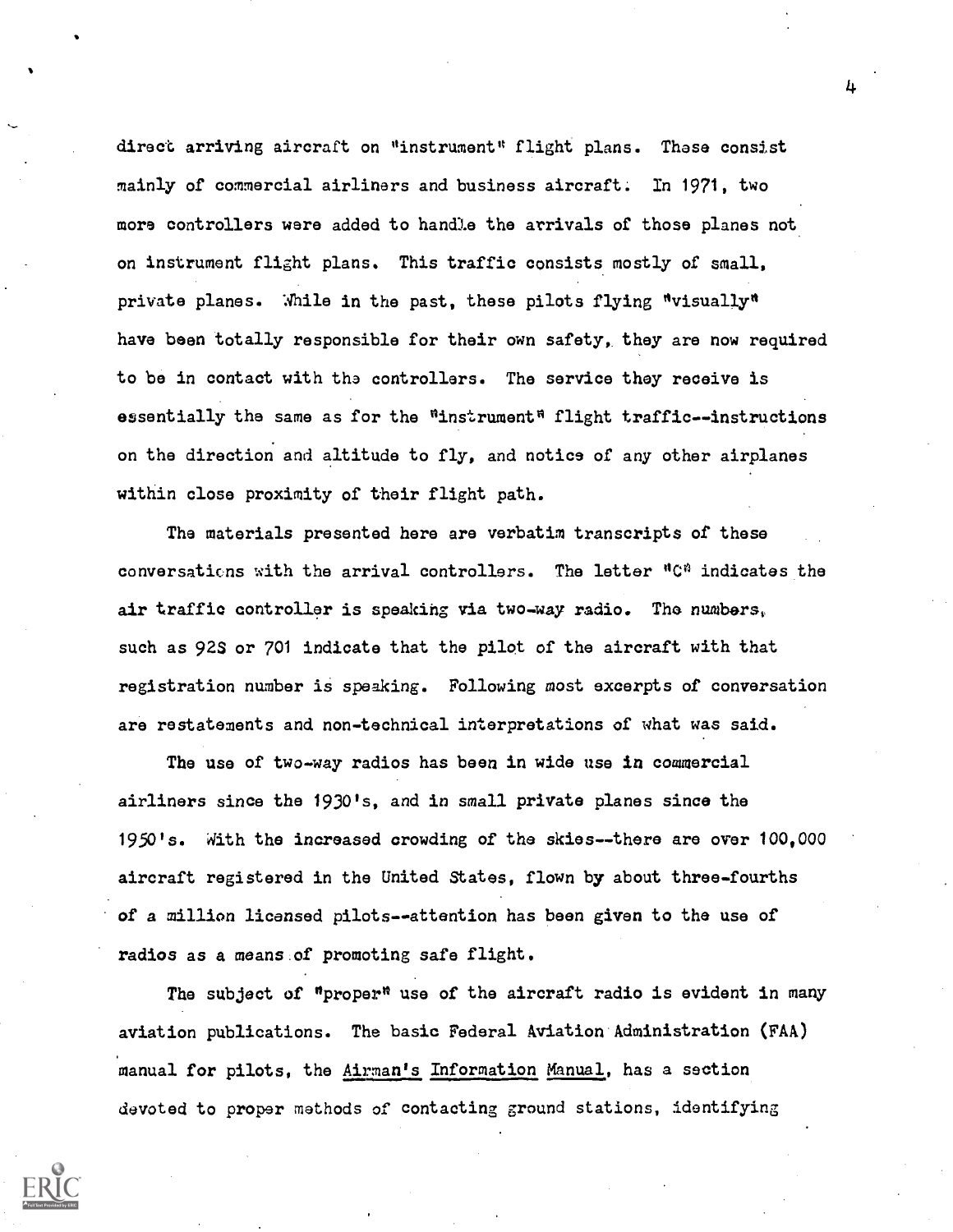direct arriving aircraft on "instrument" flight plans. These consist mainly of commercial airliners and business aircraft. In 1971, two more controllers were added to handle the arrivals of those planes not on instrument flight plans. This traffic consists mostly of small, private planes. While in the past, these pilots flying "visually" have been totally responsible for their own safety, they are now required to be in contact with the controllers. The service they receive is essentially the same as for the "instrument" flight traffic--instructions on the direction and altitude to fly, and notice of any other airplanes within close proximity of their flight path.

The materials presented here are verbatim transcripts of these conversations with the arrival controllers. The letter "C" indicates the air traffic controller is speaking via two-way radio. The numbers, such as 92S or 701 indicate that the pilot of the aircraft with that registration number is speaking. Following most excerpts of conversation are restatements and non-technical interpretations of what was said.

The use of two-way radios has been in wide use in commercial airliners since the 1930's, and in small private planes since the 1950's. With the increased crowding of the skies--there are over 100,000 aircraft registered in the United States, flown by about three-fourths of a million licensed pilots--attention has been given to the use of radios as a means of promoting safe flight.

The subject of "proper" use of the aircraft radio is evident in many aviation publications. The basic Federal Aviation Administration (FAA) manual for pilots, the Airman's Information Manual, has a section devoted to proper methods of contacting ground stations, identifying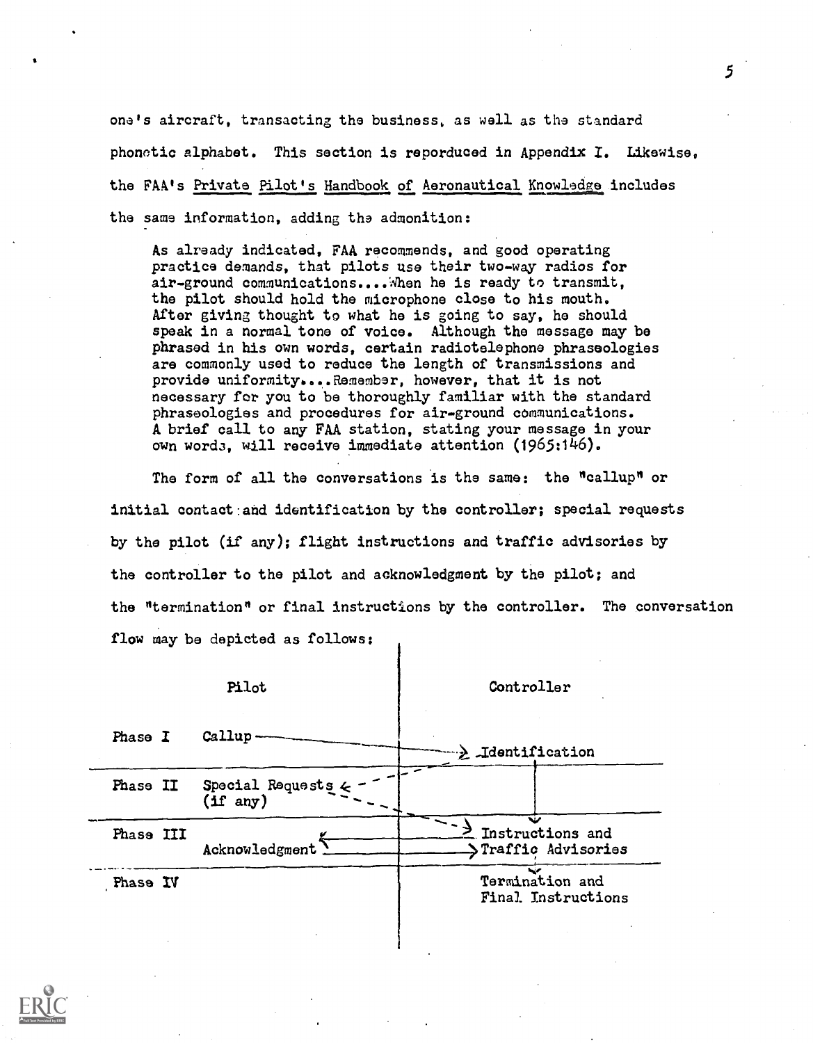one's aircraft, transacting the business, as well as the standard phonetic alphabet. This section is reporduced in Appendix I. Likewise, the FAA's Private Pilot's Handbook of Aeronautical Knowledge includes the same information, adding the admonition:

> As already indicated, FAA recommends, and good operating practice demands, that pilots use their two-way radios for air-ground communications....When he is ready to transmit, the pilot should hold the microphone close to his mouth. After giving thought to what he is going to say, he should speak in a normal tone of voice. Although the message may be phrased in his own words, certain radiotelephone phraseologies are commonly used to reduce the length of transmissions and provide uniformity....Remember, however, that it is not necessary for you to be thoroughly familiar with the standard phraseologies and procedures for air-ground communications. A brief call to any FAA station, stating your message in your own words, will receive immediate attention (1965:146).

The form of all the conversations is the same: the "callup" or initial contact and identification by the controller; special requests by the pilot (if any); flight instructions and traffic advisories by the controller to the pilot and acknowledgment by the pilot; and the "termination" or final instructions by the controller. The conversation flow may be depicted as follows:

| | Pilot | Controller |
|---|---|---|
| Phase I | Callup → | Identification |
| Phase II | Special Requests (if any) ← → | |
| Phase III | Acknowledgment ← → | Instructions and Traffic Advisories |
| Phase IV | | Termination and Final Instructions |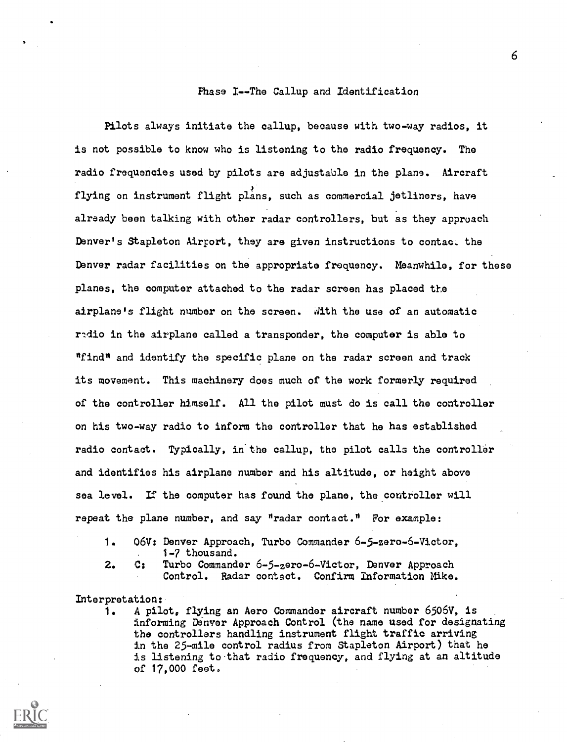## Phase I--The Callup and Identification

Pilots always initiate the callup, because with two-way radios, it is not possible to know who is listening to the radio frequency. The radio frequencies used by pilots are adjustable in the plane. Aircraft flying on instrument flight plans, such as commercial jetliners, have already been talking with other radar controllers, but as they approach Denver's Stapleton Airport, they are given instructions to contact the Denver radar facilities on the appropriate frequency. Meanwhile, for these planes, the computer attached to the radar screen has placed the airplane's flight number on the screen. With the use of an automatic radio in the airplane called a transponder, the computer is able to "find" and identify the specific plane on the radar screen and track its movement. This machinery does much of the work formerly required of the controller himself. All the pilot must do is call the controller on his two-way radio to inform the controller that he has established radio contact. Typically, in the callup, the pilot calls the controller and identifies his airplane number and his altitude, or height above sea level. If the computer has found the plane, the controller will repeat the plane number, and say "radar contact." For example:

1. 06V: Denver Approach, Turbo Commander 6-5-zero-6-Victor, 1-7 thousand.
2. C: Turbo Commander 6-5-zero-6-Victor, Denver Approach Control. Radar contact. Confirm Information Mike.

Interpretation:

1. A pilot, flying an Aero Commander aircraft number 6506V, is informing Denver Approach Control (the name used for designating the controllers handling instrument flight traffic arriving in the 25-mile control radius from Stapleton Airport) that he is listening to that radio frequency, and flying at an altitude of 17,000 feet.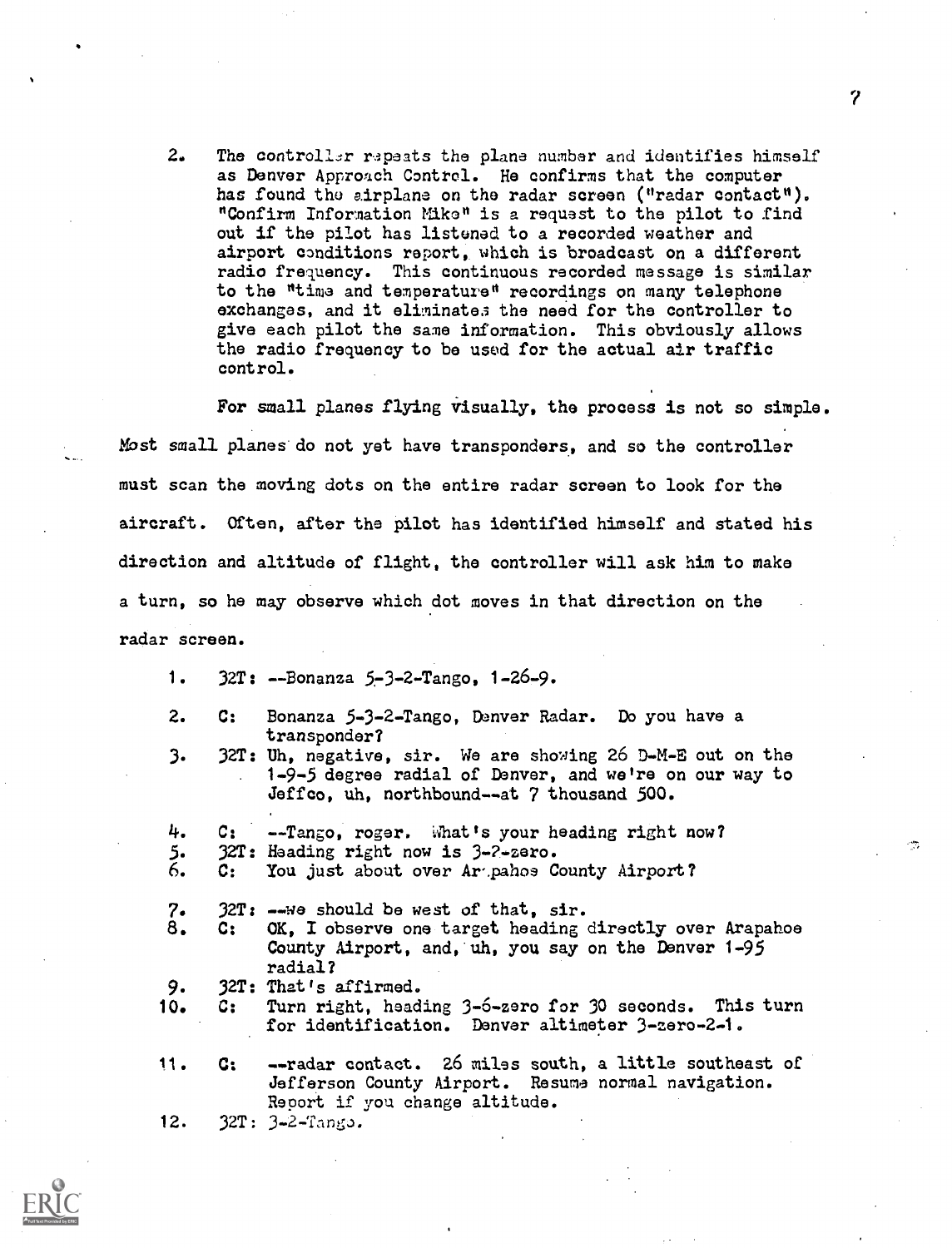2. The controller repeats the plane number and identifies himself as Denver Approach Control. He confirms that the computer has found the airplane on the radar screen ("radar contact"). "Confirm Information Mike" is a request to the pilot to find out if the pilot has listened to a recorded weather and airport conditions report, which is broadcast on a different radio frequency. This continuous recorded message is similar to the "time and temperature" recordings on many telephone exchanges, and it eliminates the need for the controller to give each pilot the same information. This obviously allows the radio frequency to be used for the actual air traffic control.

For small planes flying visually, the process is not so simple. Most small planes do not yet have transponders, and so the controller must scan the moving dots on the entire radar screen to look for the aircraft. Often, after the pilot has identified himself and stated his direction and altitude of flight, the controller will ask him to make a turn, so he may observe which dot moves in that direction on the radar screen.

1. 32T: --Bonanza 5-3-2-Tango, 1-26-9.
2. C: Bonanza 5-3-2-Tango, Denver Radar. Do you have a transponder?
3. 32T: Uh, negative, sir. We are showing 26 D-M-E out on the 1-9-5 degree radial of Denver, and we're on our way to Jeffco, uh, northbound--at 7 thousand 500.
4. C: --Tango, roger. What's your heading right now?
5. 32T: Heading right now is 3-2-zero.
6. C: You just about over Arapahoe County Airport?
7. 32T: --We should be west of that, sir.
8. C: OK, I observe one target heading directly over Arapahoe County Airport, and, uh, you say on the Denver 1-95 radial?
9. 32T: That's affirmed.
10. C: Turn right, heading 3-6-zero for 30 seconds. This turn for identification. Denver altimeter 3-zero-2-1.
11. C: --radar contact. 26 miles south, a little southeast of Jefferson County Airport. Resume normal navigation. Report if you change altitude.
12. 32T: 3-2-Tango.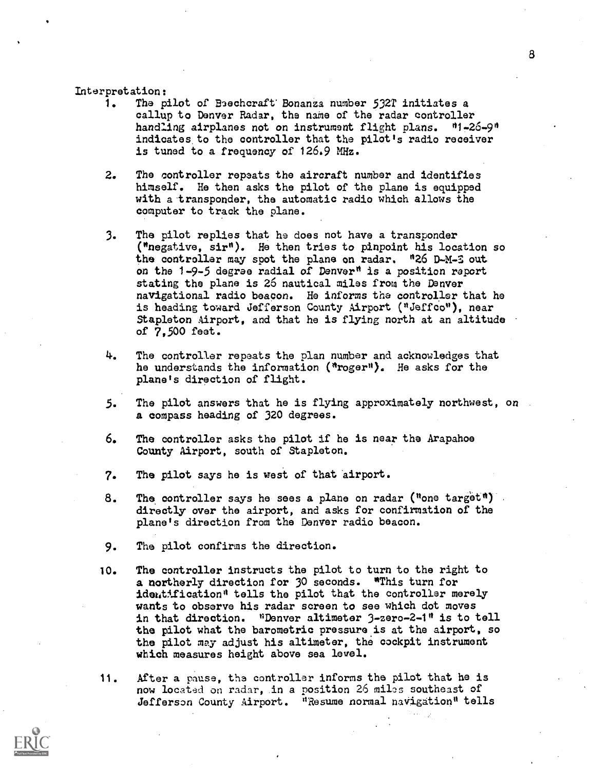Interpretation:

1. The pilot of Beechcraft Bonanza number 532T initiates a callup to Denver Radar, the name of the radar controller handling airplanes not on instrument flight plans. "1-26-9" indicates to the controller that the pilot's radio receiver is tuned to a frequency of 126.9 MHz.

2. The controller repeats the aircraft number and identifies himself. He then asks the pilot of the plane is equipped with a transponder, the automatic radio which allows the computer to track the plane.

3. The pilot replies that he does not have a transponder ("negative, sir"). He then tries to pinpoint his location so the controller may spot the plane on radar. "26 D-M-E out on the 1-9-5 degree radial of Denver" is a position report stating the plane is 26 nautical miles from the Denver navigational radio beacon. He informs the controller that he is heading toward Jefferson County Airport ("Jeffco"), near Stapleton Airport, and that he is flying north at an altitude of 7,500 feet.

4. The controller repeats the plan number and acknowledges that he understands the information ("roger"). He asks for the plane's direction of flight.

5. The pilot answers that he is flying approximately northwest, on a compass heading of 320 degrees.

6. The controller asks the pilot if he is near the Arapahoe County Airport, south of Stapleton.

7. The pilot says he is west of that airport.

8. The controller says he sees a plane on radar ("one target") directly over the airport, and asks for confirmation of the plane's direction from the Denver radio beacon.

9. The pilot confirms the direction.

10. The controller instructs the pilot to turn to the right to a northerly direction for 30 seconds. "This turn for identification" tells the pilot that the controller merely wants to observe his radar screen to see which dot moves in that direction. "Denver altimeter 3-zero-2-1" is to tell the pilot what the barometric pressure is at the airport, so the pilot may adjust his altimeter, the cockpit instrument which measures height above sea level.

11. After a pause, the controller informs the pilot that he is now located on radar, in a position 26 miles southeast of Jefferson County Airport. "Resume normal navigation" tells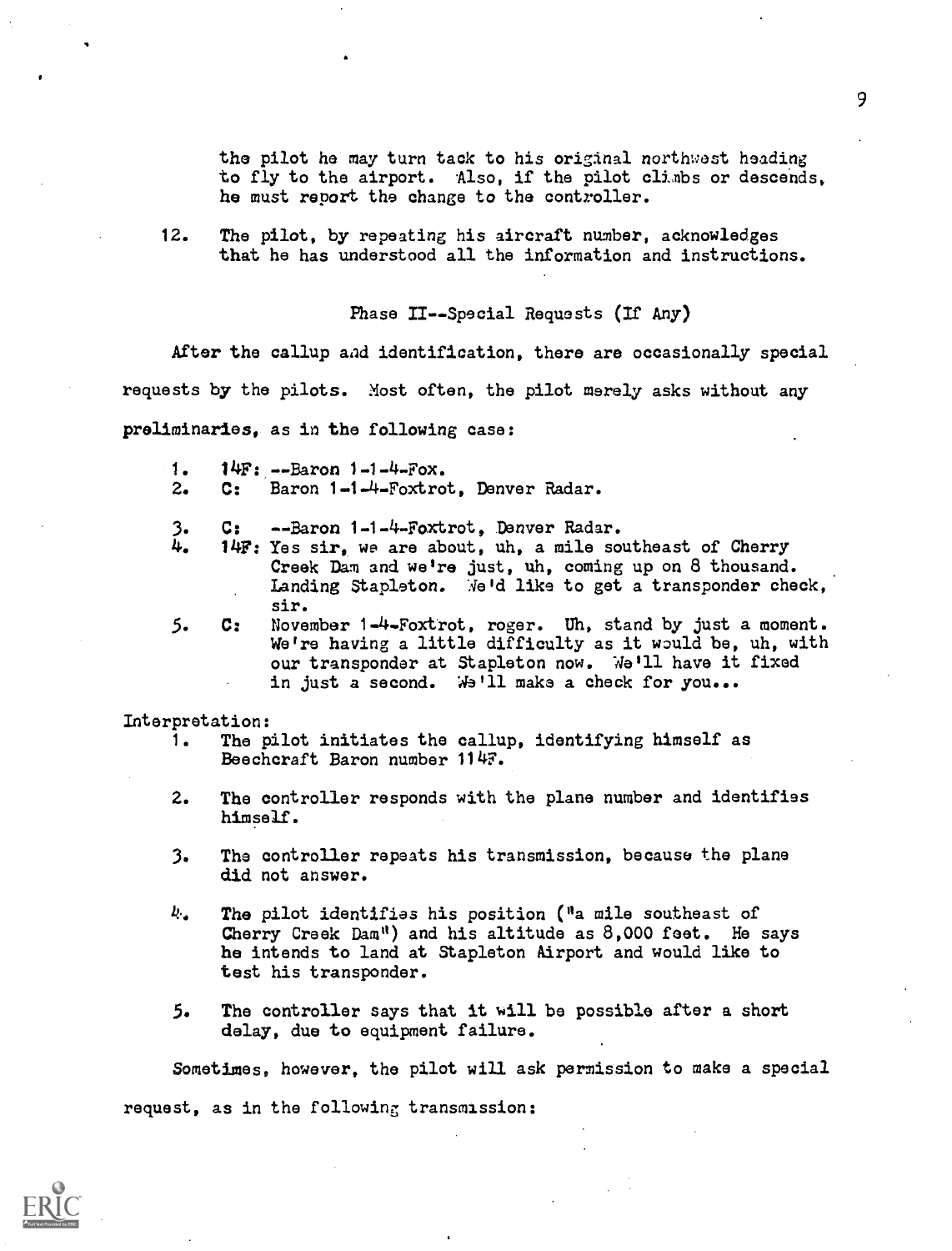the pilot he may turn tack to his original northwest heading to fly to the airport. Also, if the pilot climbs or descends, he must report the change to the controller.

12. The pilot, by repeating his aircraft number, acknowledges that he has understood all the information and instructions.

### Phase II--Special Requests (If Any)

After the callup and identification, there are occasionally special requests by the pilots. Most often, the pilot merely asks without any preliminaries, as in the following case:

1. 14F: --Baron 1-1-4-Fox.
2. C: Baron 1-1-4-Foxtrot, Denver Radar.

3. C: --Baron 1-1-4-Foxtrot, Denver Radar.
4. 14F: Yes sir, we are about, uh, a mile southeast of Cherry Creek Dam and we're just, uh, coming up on 8 thousand. Landing Stapleton. We'd like to get a transponder check, sir.
5. C: November 1-4-Foxtrot, roger. Uh, stand by just a moment. We're having a little difficulty as it would be, uh, with our transponder at Stapleton now. We'll have it fixed in just a second. We'll make a check for you...

Interpretation:

1. The pilot initiates the callup, identifying himself as Beechcraft Baron number 114F.

2. The controller responds with the plane number and identifies himself.

3. The controller repeats his transmission, because the plane did not answer.

4. The pilot identifies his position ("a mile southeast of Cherry Creek Dam") and his altitude as 8,000 feet. He says he intends to land at Stapleton Airport and would like to test his transponder.

5. The controller says that it will be possible after a short delay, due to equipment failure.

Sometimes, however, the pilot will ask permission to make a special request, as in the following transmission: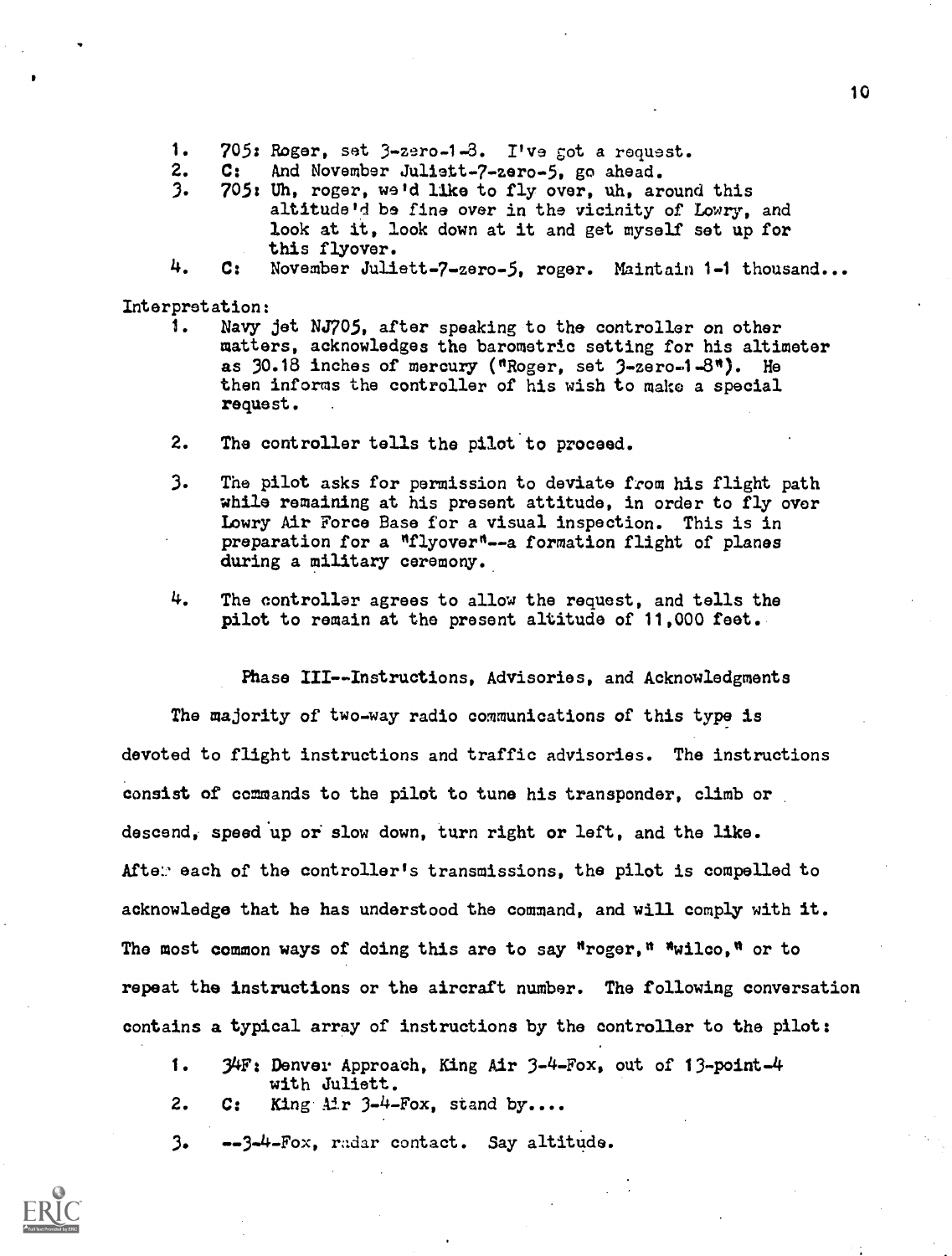1. 705: Roger, set 3-zero-1-8. I've got a request.
2. C: And November Juliett-7-zero-5, go ahead.
3. 705: Uh, roger, we'd like to fly over, uh, around this altitude'd be fine over in the vicinity of Lowry, and look at it, look down at it and get myself set up for this flyover.
4. C: November Juliett-7-zero-5, roger. Maintain 1-1 thousand...

Interpretation:

1. Navy jet NJ705, after speaking to the controller on other matters, acknowledges the barometric setting for his altimeter as 30.18 inches of mercury ("Roger, set 3-zero-1-8"). He then informs the controller of his wish to make a special request.

2. The controller tells the pilot to proceed.

3. The pilot asks for permission to deviate from his flight path while remaining at his present attitude, in order to fly over Lowry Air Force Base for a visual inspection. This is in preparation for a "flyover"--a formation flight of planes during a military ceremony.

4. The controller agrees to allow the request, and tells the pilot to remain at the present altitude of 11,000 feet.

## Phase III--Instructions, Advisories, and Acknowledgments

The majority of two-way radio communications of this type is devoted to flight instructions and traffic advisories. The instructions consist of commands to the pilot to tune his transponder, climb or descend, speed up or slow down, turn right or left, and the like. After each of the controller's transmissions, the pilot is compelled to acknowledge that he has understood the command, and will comply with it. The most common ways of doing this are to say "roger," "wilco," or to repeat the instructions or the aircraft number. The following conversation contains a typical array of instructions by the controller to the pilot:

1. 34F: Denver Approach, King Air 3-4-Fox, out of 13-point-4 with Juliett.
2. C: King Air 3-4-Fox, stand by....
3. --3-4-Fox, radar contact. Say altitude.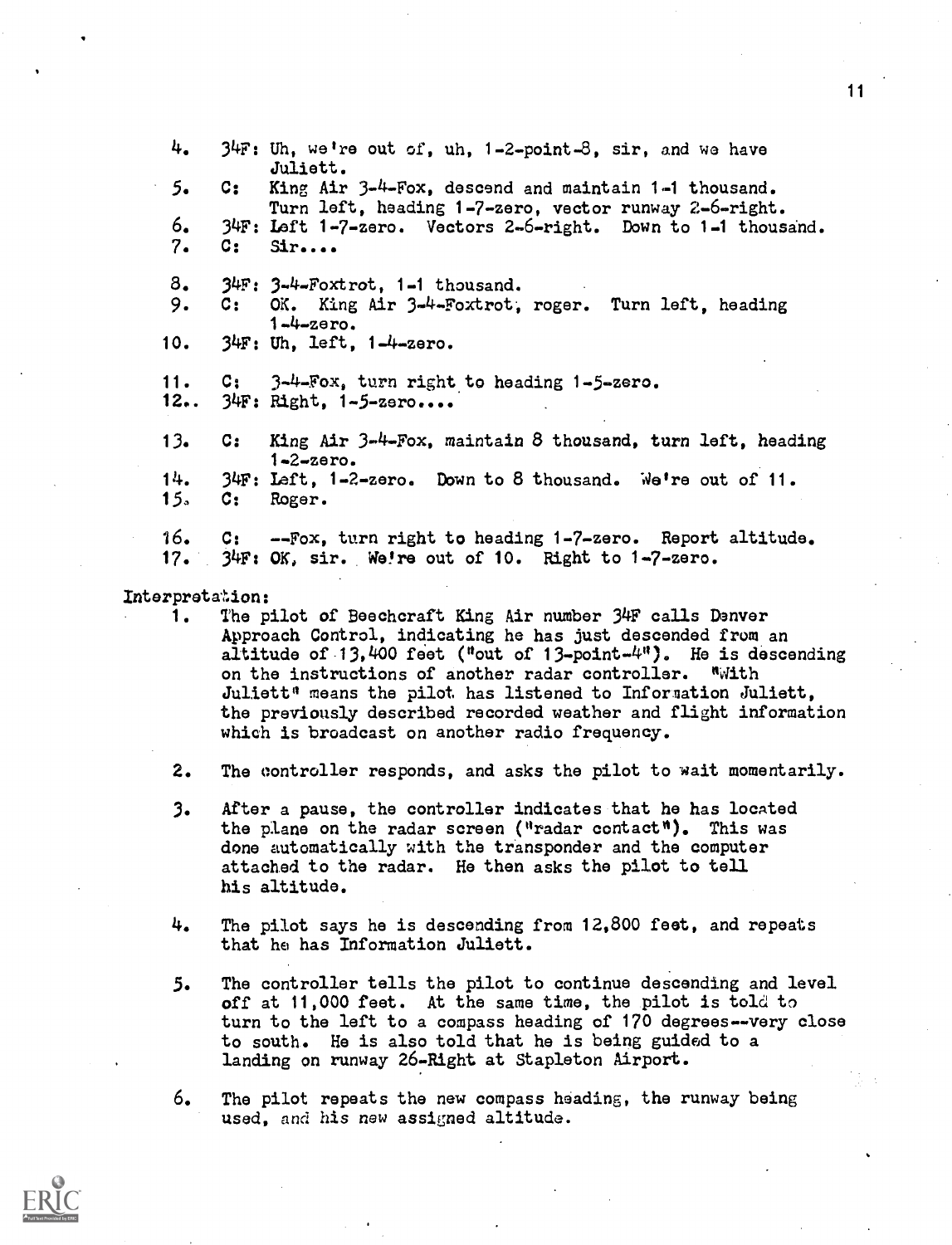4. 34F: Uh, we're out of, uh, 1-2-point-8, sir, and we have Juliett.
5. C: King Air 3-4-Fox, descend and maintain 1-1 thousand. Turn left, heading 1-7-zero, vector runway 2-6-right.
6. 34F: Left 1-7-zero. Vectors 2-6-right. Down to 1-1 thousand.
7. C: Sir....

8. 34F: 3-4-Foxtrot, 1-1 thousand.
9. C: OK. King Air 3-4-Foxtrot, roger. Turn left, heading 1-4-zero.
10. 34F: Uh, left, 1-4-zero.

11. C: 3-4-Fox, turn right to heading 1-5-zero.
12. 34F: Right, 1-5-zero....

13. C: King Air 3-4-Fox, maintain 8 thousand, turn left, heading 1-2-zero.
14. 34F: Left, 1-2-zero. Down to 8 thousand. We're out of 11.
15. C: Roger.

16. C: --Fox, turn right to heading 1-7-zero. Report altitude.
17. 34F: OK, sir. We're out of 10. Right to 1-7-zero.

Interpretation:

1. The pilot of Beechcraft King Air number 34F calls Denver Approach Control, indicating he has just descended from an altitude of 13,400 feet ("out of 13-point-4"). He is descending on the instructions of another radar controller. "With Juliett" means the pilot has listened to Information Juliett, the previously described recorded weather and flight information which is broadcast on another radio frequency.

2. The controller responds, and asks the pilot to wait momentarily.

3. After a pause, the controller indicates that he has located the plane on the radar screen ("radar contact"). This was done automatically with the transponder and the computer attached to the radar. He then asks the pilot to tell his altitude.

4. The pilot says he is descending from 12,800 feet, and repeats that he has Information Juliett.

5. The controller tells the pilot to continue descending and level off at 11,000 feet. At the same time, the pilot is told to turn to the left to a compass heading of 170 degrees--very close to south. He is also told that he is being guided to a landing on runway 26-Right at Stapleton Airport.

6. The pilot repeats the new compass heading, the runway being used, and his new assigned altitude.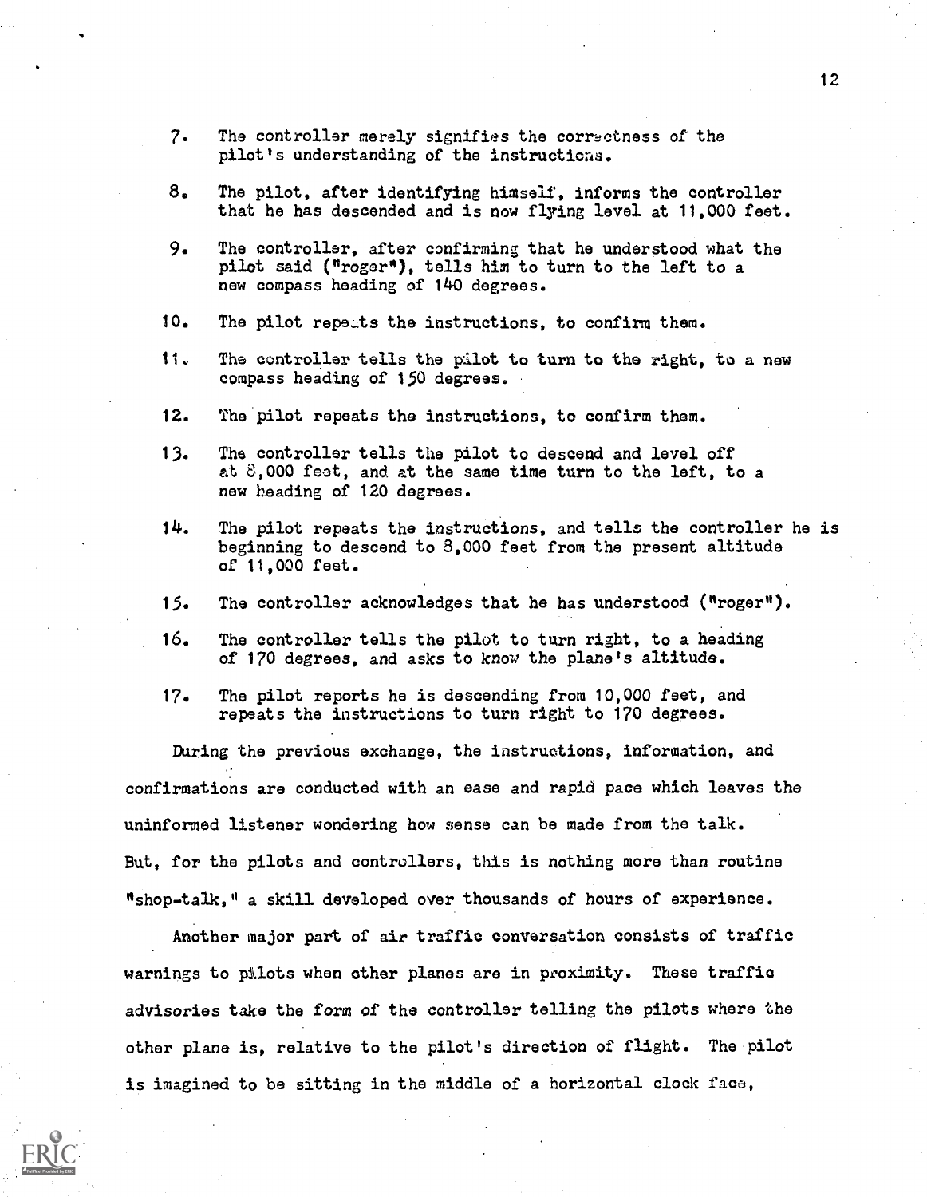7. The controller merely signifies the correctness of the pilot's understanding of the instructions.

8. The pilot, after identifying himself, informs the controller that he has descended and is now flying level at 11,000 feet.

9. The controller, after confirming that he understood what the pilot said ("roger"), tells him to turn to the left to a new compass heading of 140 degrees.

10. The pilot repeats the instructions, to confirm them.

11. The controller tells the pilot to turn to the right, to a new compass heading of 150 degrees.

12. The pilot repeats the instructions, to confirm them.

13. The controller tells the pilot to descend and level off at 8,000 feet, and at the same time turn to the left, to a new heading of 120 degrees.

14. The pilot repeats the instructions, and tells the controller he is beginning to descend to 8,000 feet from the present altitude of 11,000 feet.

15. The controller acknowledges that he has understood ("roger").

16. The controller tells the pilot to turn right, to a heading of 170 degrees, and asks to know the plane's altitude.

17. The pilot reports he is descending from 10,000 feet, and repeats the instructions to turn right to 170 degrees.

During the previous exchange, the instructions, information, and confirmations are conducted with an ease and rapid pace which leaves the uninformed listener wondering how sense can be made from the talk. But, for the pilots and controllers, this is nothing more than routine "shop-talk," a skill developed over thousands of hours of experience.

Another major part of air traffic conversation consists of traffic warnings to pilots when other planes are in proximity. These traffic advisories take the form of the controller telling the pilots where the other plane is, relative to the pilot's direction of flight. The pilot is imagined to be sitting in the middle of a horizontal clock face,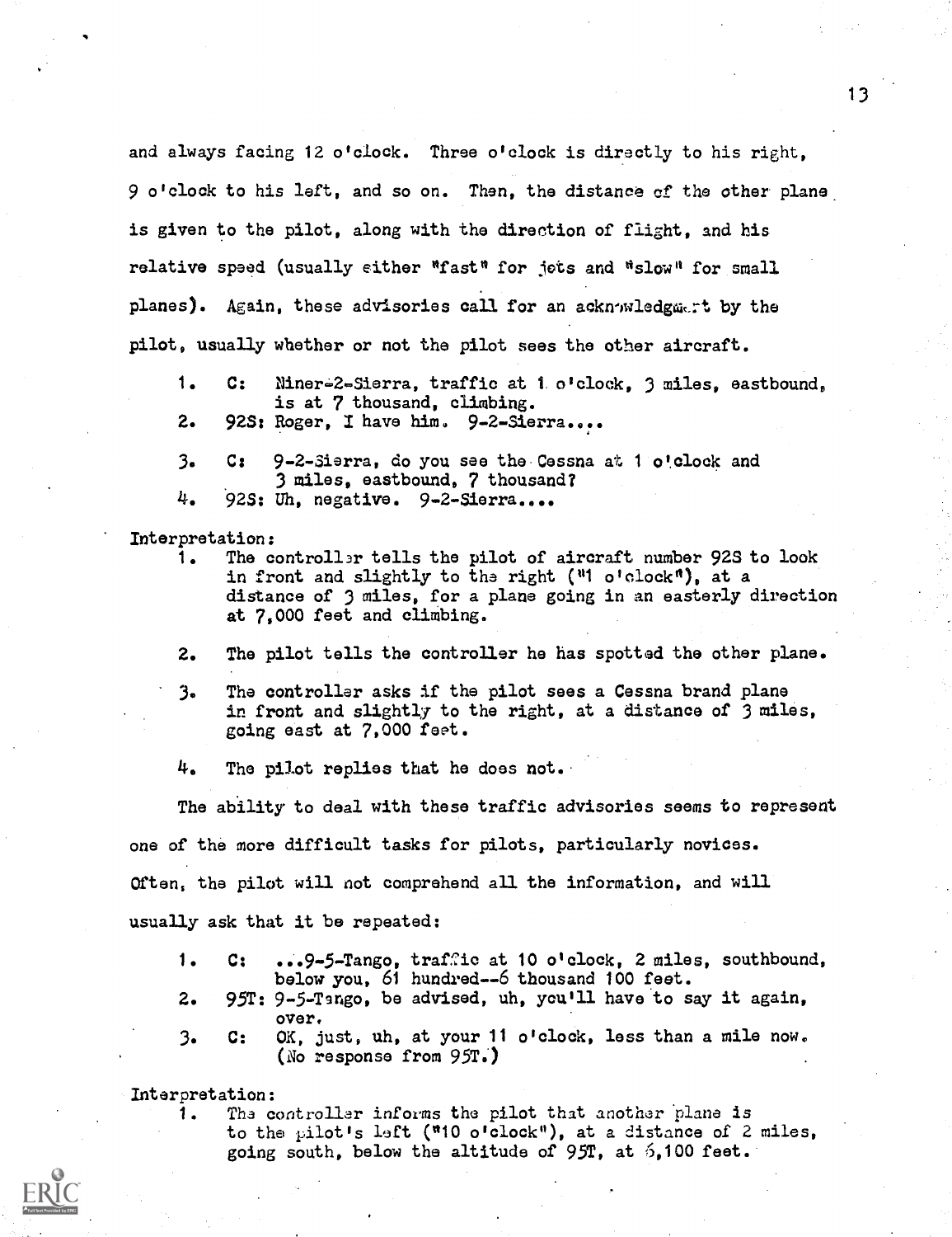and always facing 12 o'clock. Three o'clock is directly to his right, 9 o'clock to his left, and so on. Then, the distance of the other plane is given to the pilot, along with the direction of flight, and his relative speed (usually either "fast" for jets and "slow" for small planes). Again, these advisories call for an acknowledgment by the pilot, usually whether or not the pilot sees the other aircraft.

1. C: Niner-2-Sierra, traffic at 1 o'clock, 3 miles, eastbound, is at 7 thousand, climbing.
2. 92S: Roger, I have him. 9-2-Sierra....

3. C: 9-2-Sierra, do you see the Cessna at 1 o'clock and 3 miles, eastbound, 7 thousand?
4. 92S: Uh, negative. 9-2-Sierra....

Interpretation:

1. The controller tells the pilot of aircraft number 92S to look in front and slightly to the right ("1 o'clock"), at a distance of 3 miles, for a plane going in an easterly direction at 7,000 feet and climbing.

2. The pilot tells the controller he has spotted the other plane.

3. The controller asks if the pilot sees a Cessna brand plane in front and slightly to the right, at a distance of 3 miles, going east at 7,000 feet.

4. The pilot replies that he does not.

The ability to deal with these traffic advisories seems to represent one of the more difficult tasks for pilots, particularly novices. Often, the pilot will not comprehend all the information, and will usually ask that it be repeated:

1. C: ...9-5-Tango, traffic at 10 o'clock, 2 miles, southbound, below you, 61 hundred--6 thousand 100 feet.
2. 95T: 9-5-Tango, be advised, uh, you'll have to say it again, over.
3. C: OK, just, uh, at your 11 o'clock, less than a mile now. (No response from 95T.)

Interpretation:

1. The controller informs the pilot that another plane is to the pilot's left ("10 o'clock"), at a distance of 2 miles, going south, below the altitude of 95T, at 6,100 feet.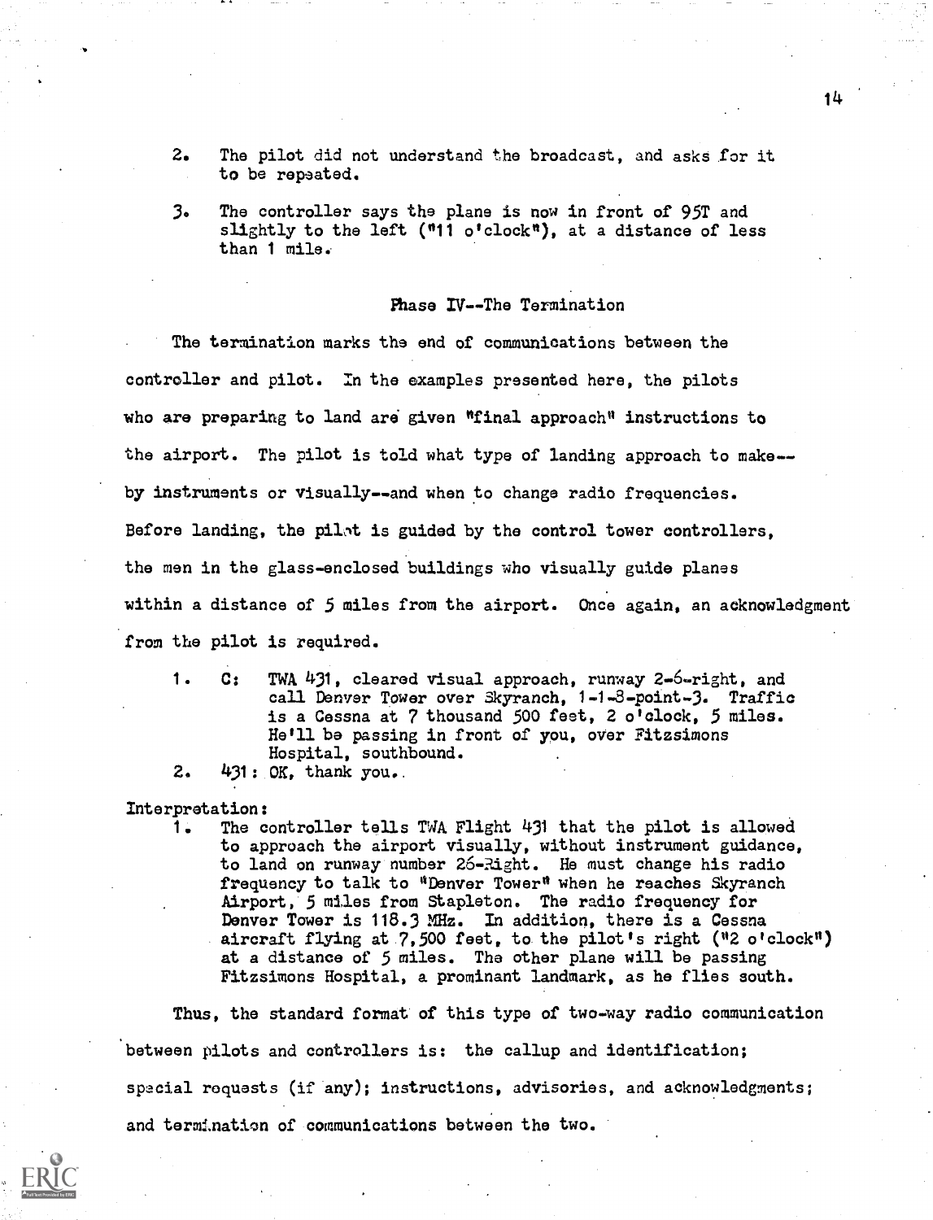2. The pilot did not understand the broadcast, and asks for it to be repeated.

3. The controller says the plane is now in front of 95T and slightly to the left ("11 o'clock"), at a distance of less than 1 mile.

### Phase IV--The Termination

The termination marks the end of communications between the controller and pilot. In the examples presented here, the pilots who are preparing to land are given "final approach" instructions to the airport. The pilot is told what type of landing approach to make--by instruments or visually--and when to change radio frequencies. Before landing, the pilot is guided by the control tower controllers, the men in the glass-enclosed buildings who visually guide planes within a distance of 5 miles from the airport. Once again, an acknowledgment from the pilot is required.

1. C: TWA 431, cleared visual approach, runway 2-6-right, and call Denver Tower over Skyranch, 1-1-8-point-3. Traffic is a Cessna at 7 thousand 500 feet, 2 o'clock, 5 miles. He'll be passing in front of you, over Fitzsimons Hospital, southbound.
2. 431: OK, thank you.

Interpretation:

1. The controller tells TWA Flight 431 that the pilot is allowed to approach the airport visually, without instrument guidance, to land on runway number 26-Right. He must change his radio frequency to talk to "Denver Tower" when he reaches Skyranch Airport, 5 miles from Stapleton. The radio frequency for Denver Tower is 118.3 MHz. In addition, there is a Cessna aircraft flying at 7,500 feet, to the pilot's right ("2 o'clock") at a distance of 5 miles. The other plane will be passing Fitzsimons Hospital, a prominant landmark, as he flies south.

Thus, the standard format of this type of two-way radio communication between pilots and controllers is: the callup and identification; special requests (if any); instructions, advisories, and acknowledgments; and termination of communications between the two.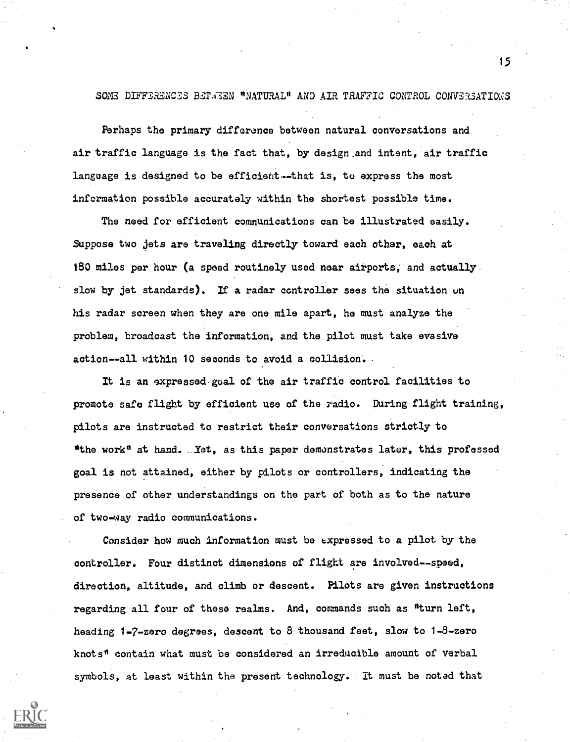## SOME DIFFERENCES BETWEEN "NATURAL" AND AIR TRAFFIC CONTROL CONVERSATIONS

Perhaps the primary difference between natural conversations and air traffic language is the fact that, by design and intent, air traffic language is designed to be efficient--that is, to express the most information possible accurately within the shortest possible time.

The need for efficient communications can be illustrated easily. Suppose two jets are traveling directly toward each other, each at 180 miles per hour (a speed routinely used near airports, and actually slow by jet standards). If a radar controller sees the situation on his radar screen when they are one mile apart, he must analyze the problem, broadcast the information, and the pilot must take evasive action--all within 10 seconds to avoid a collision.

It is an expressed goal of the air traffic control facilities to promote safe flight by efficient use of the radio. During flight training, pilots are instructed to restrict their conversations strictly to "the work" at hand. Yet, as this paper demonstrates later, this professed goal is not attained, either by pilots or controllers, indicating the presence of other understandings on the part of both as to the nature of two-way radio communications.

Consider how much information must be expressed to a pilot by the controller. Four distinct dimensions of flight are involved--speed, direction, altitude, and climb or descent. Pilots are given instructions regarding all four of these realms. And, commands such as "turn left, heading 1-7-zero degrees, descent to 8 thousand feet, slow to 1-8-zero knots" contain what must be considered an irreducible amount of verbal symbols, at least within the present technology. It must be noted that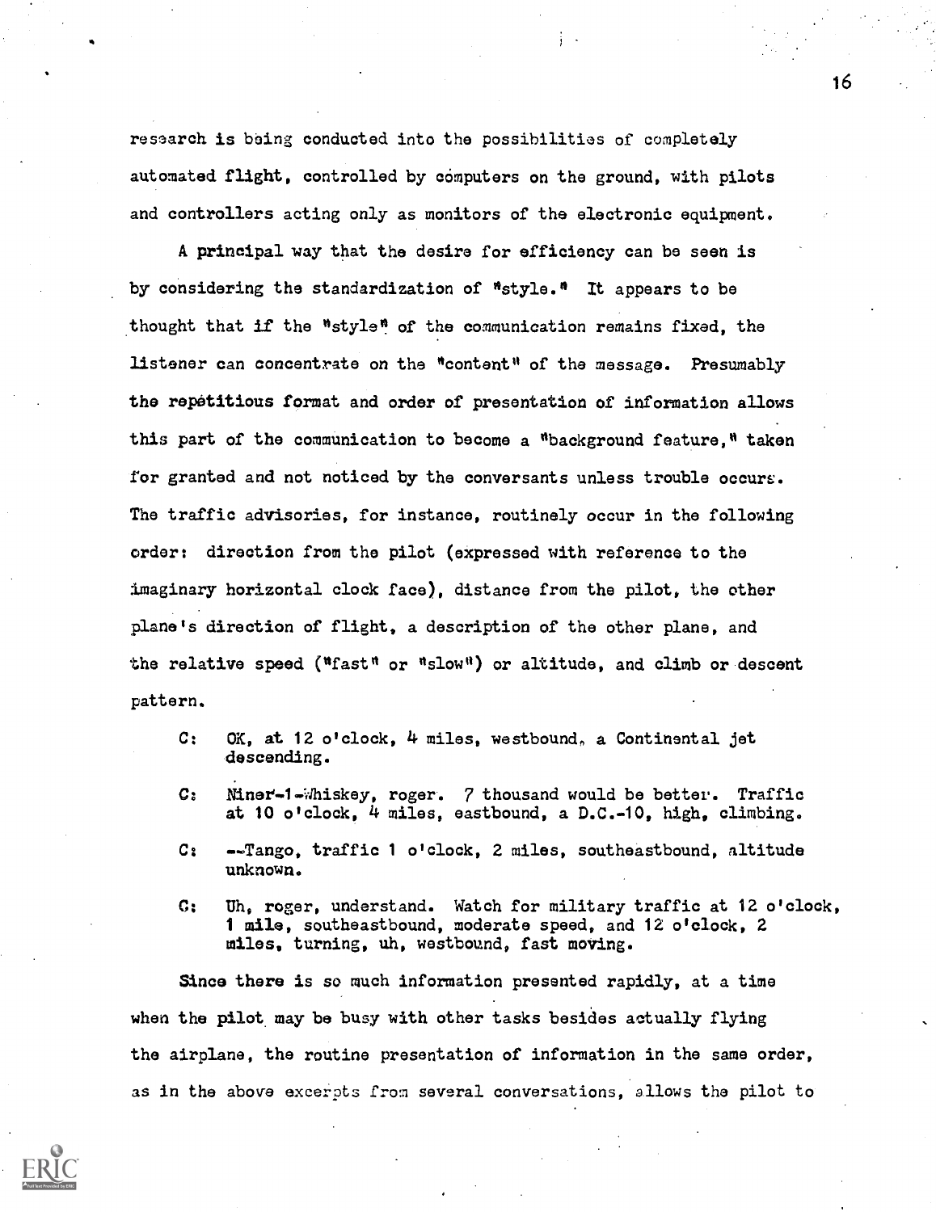research is being conducted into the possibilities of completely automated flight, controlled by computers on the ground, with pilots and controllers acting only as monitors of the electronic equipment.

A principal way that the desire for efficiency can be seen is by considering the standardization of "style." It appears to be thought that if the "style" of the communication remains fixed, the listener can concentrate on the "content" of the message. Presumably the repetitious format and order of presentation of information allows this part of the communication to become a "background feature," taken for granted and not noticed by the conversants unless trouble occurs. The traffic advisories, for instance, routinely occur in the following order: direction from the pilot (expressed with reference to the imaginary horizontal clock face), distance from the pilot, the other plane's direction of flight, a description of the other plane, and the relative speed ("fast" or "slow") or altitude, and climb or descent pattern.

> C: OK, at 12 o'clock, 4 miles, westbound, a Continental jet descending.
>
> C: Niner-1-Whiskey, roger. 7 thousand would be better. Traffic at 10 o'clock, 4 miles, eastbound, a D.C.-10, high, climbing.
>
> C: --Tango, traffic 1 o'clock, 2 miles, southeastbound, altitude unknown.
>
> C: Uh, roger, understand. Watch for military traffic at 12 o'clock, 1 mile, southeastbound, moderate speed, and 12 o'clock, 2 miles, turning, uh, westbound, fast moving.

Since there is so much information presented rapidly, at a time when the pilot may be busy with other tasks besides actually flying the airplane, the routine presentation of information in the same order, as in the above excerpts from several conversations, allows the pilot to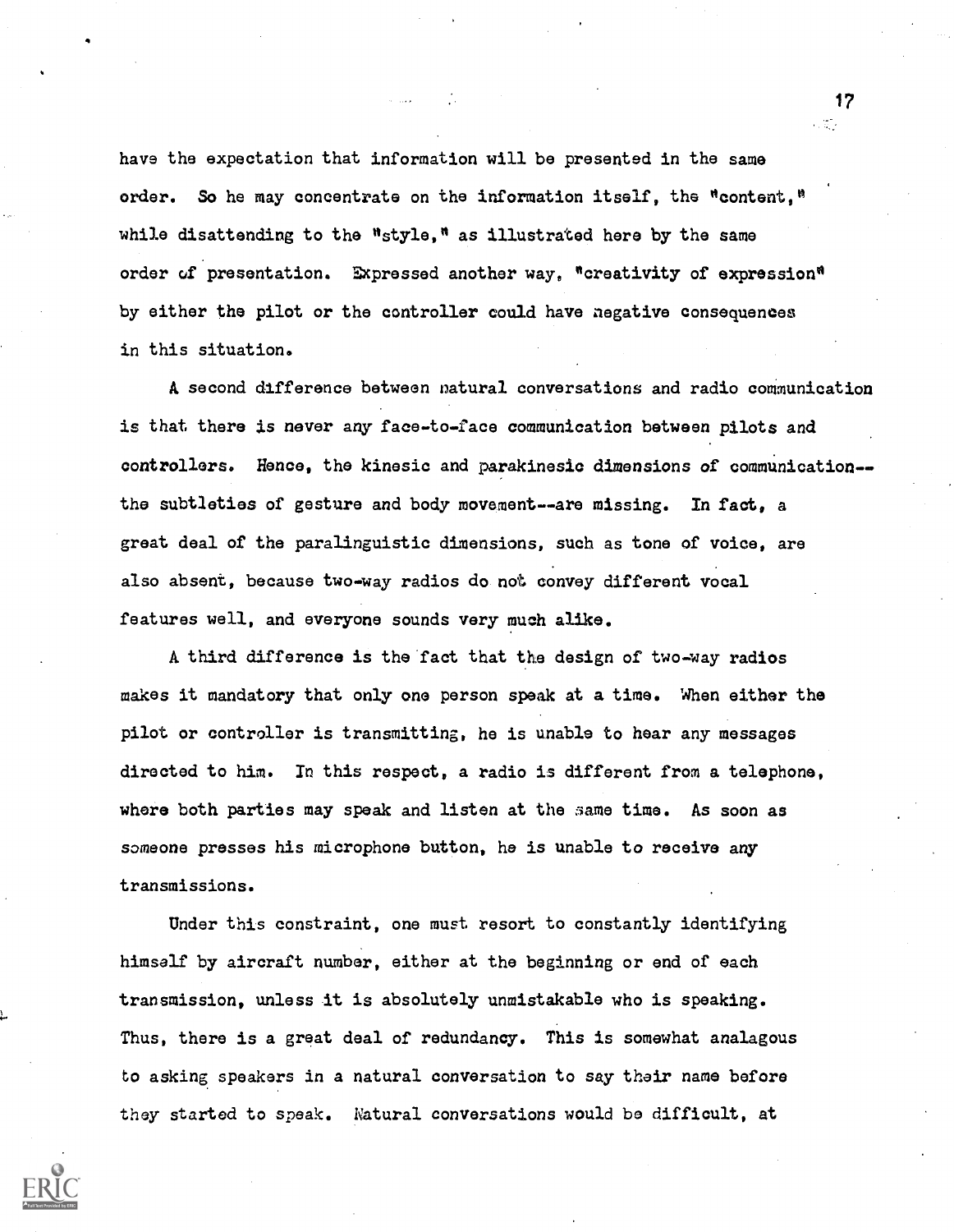have the expectation that information will be presented in the same order. So he may concentrate on the information itself, the "content," while disattending to the "style," as illustrated here by the same order of presentation. Expressed another way, "creativity of expression" by either the pilot or the controller could have negative consequences in this situation.

A second difference between natural conversations and radio communication is that there is never any face-to-face communication between pilots and controllers. Hence, the kinesic and parakinesic dimensions of communication--the subtleties of gesture and body movement--are missing. In fact, a great deal of the paralinguistic dimensions, such as tone of voice, are also absent, because two-way radios do not convey different vocal features well, and everyone sounds very much alike.

A third difference is the fact that the design of two-way radios makes it mandatory that only one person speak at a time. When either the pilot or controller is transmitting, he is unable to hear any messages directed to him. In this respect, a radio is different from a telephone, where both parties may speak and listen at the same time. As soon as someone presses his microphone button, he is unable to receive any transmissions.

Under this constraint, one must resort to constantly identifying himself by aircraft number, either at the beginning or end of each transmission, unless it is absolutely unmistakable who is speaking. Thus, there is a great deal of redundancy. This is somewhat analagous to asking speakers in a natural conversation to say their name before they started to speak. Natural conversations would be difficult, at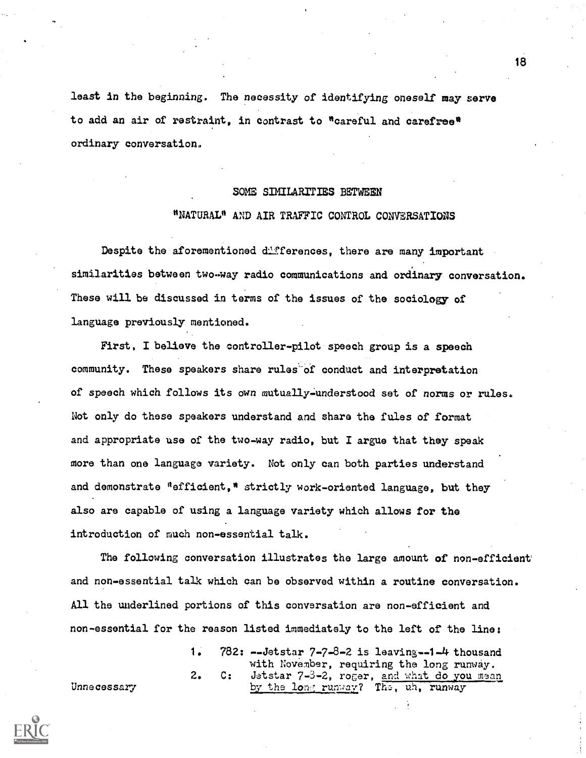least in the beginning. The necessity of identifying oneself may serve to add an air of restraint, in contrast to "careful and carefree" ordinary conversation.

## SOME SIMILARITIES BETWEEN "NATURAL" AND AIR TRAFFIC CONTROL CONVERSATIONS

Despite the aforementioned differences, there are many important similarities between two-way radio communications and ordinary conversation. These will be discussed in terms of the issues of the sociology of language previously mentioned.

First, I believe the controller-pilot speech group is a speech community. These speakers share rules of conduct and interpretation of speech which follows its own mutually-understood set of norms or rules. Not only do these speakers understand and share the fules of format and appropriate use of the two-way radio, but I argue that they speak more than one language variety. Not only can both parties understand and demonstrate "efficient," strictly work-oriented language, but they also are capable of using a language variety which allows for the introduction of much non-essential talk.

The following conversation illustrates the large amount of non-efficient and non-essential talk which can be observed within a routine conversation. All the underlined portions of this conversation are non-efficient and non-essential for the reason listed immediately to the left of the line:

| | | | |
|---|---|---|---|
| | 1. | 782: | --Jetstar 7-7-8-2 is leaving--1-4 thousand with November, requiring the long runway. |
| Unnecessary | 2. | C: | Jetstar 7-8-2, roger, <u>and what do you mean by the long runway?</u> The, uh, runway |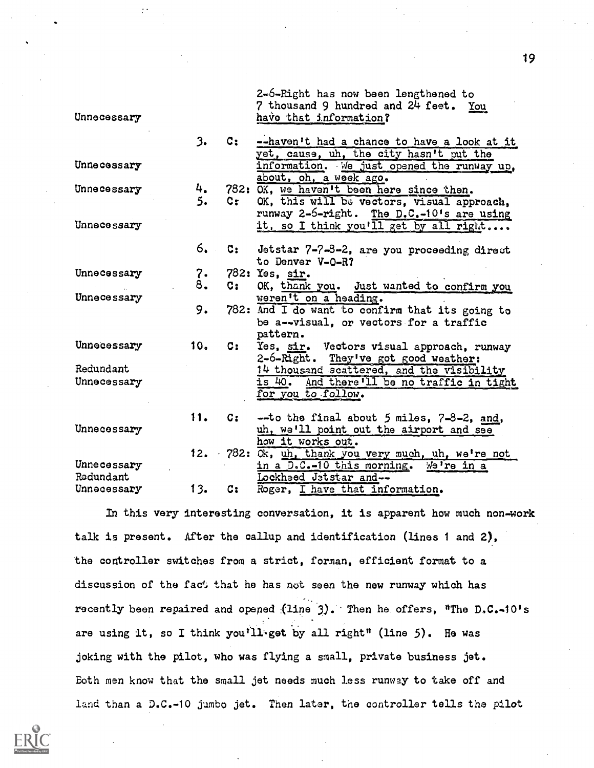| | | | |
|---|---|---|---|
| Unnecessary | | | 2-6-Right has now been lengthened to 7 thousand 9 hundred and 24 feet. <u>You have that information?</u> |
| Unnecessary | 3. | C: | <u>--haven't had a chance to have a look at it yet, cause, uh, the city hasn't put the information. We just opened the runway up, about, oh, a week ago.</u> |
| Unnecessary | 4. | 782: | <u>OK, we haven't been here since then.</u> |
| Unnecessary | 5. | C: | OK, this will be vectors, visual approach, runway 2-6-right. <u>The D.C.-10's are using it, so I think you'll get by all right....</u> |
| | 6. | C: | Jetstar 7-7-8-2, are you proceeding direct to Denver V-O-R? |
| Unnecessary | 7. | 782: | Yes, <u>sir</u>. |
| Unnecessary | 8. | C: | OK, <u>thank you. Just wanted to confirm you weren't on a heading.</u> |
| | 9. | 782: | And I do want to confirm that its going to be a--visual, or vectors for a traffic pattern. |
| Unnecessary<br>Redundant<br>Unnecessary | 10. | C: | Yes, <u>sir</u>. Vectors visual approach, runway 2-6-Right. <u>They've got good weather: 14 thousand scattered, and the visibility is 40. And there'll be no traffic in tight for you to follow.</u> |
| Unnecessary | 11. | C: | --to the final about 5 miles, 7-8-2, <u>and, uh, we'll point out the airport and see how it works out.</u> |
| Unnecessary<br>Redundant | 12. | 782: | <u>Ok, uh, thank you very much, uh, we're not in a D.C.-10 this morning.</u> <u>We're in a Lockheed Jetstar and--</u> |
| Unnecessary | 13. | C: | Roger, <u>I have that information.</u> |

In this very interesting conversation, it is apparent how much non-work talk is present. After the callup and identification (lines 1 and 2), the controller switches from a strict, forman, efficient format to a discussion of the fact that he has not seen the new runway which has recently been repaired and opened (line 3). Then he offers, "The D.C.-10's are using it, so I think you'll get by all right" (line 5). He was joking with the pilot, who was flying a small, private business jet. Both men know that the small jet needs much less runway to take off and land than a D.C.-10 jumbo jet. Then later, the controller tells the pilot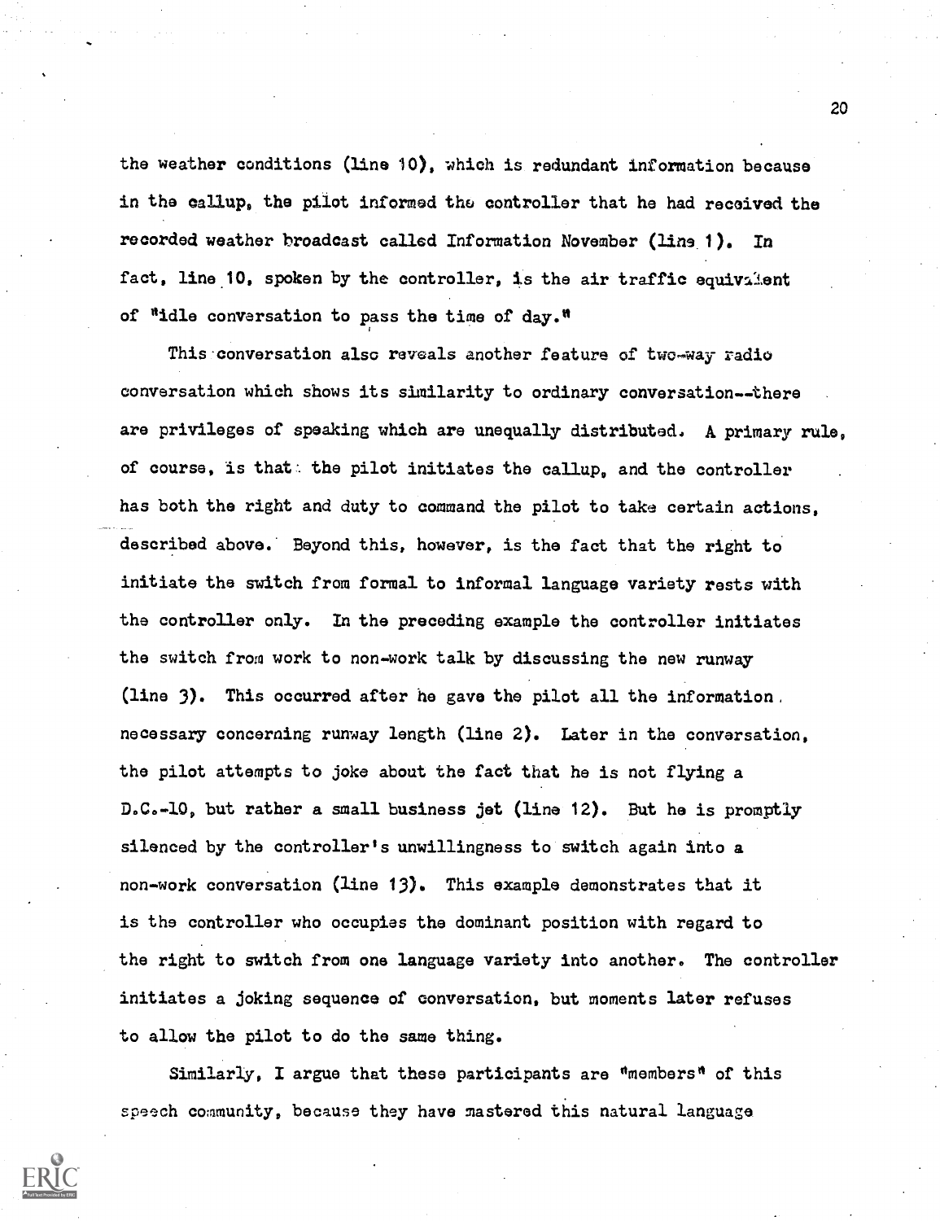the weather conditions (line 10), which is redundant information because in the callup, the pilot informed the controller that he had received the recorded weather broadcast called Information November (line 1). In fact, line 10, spoken by the controller, is the air traffic equivalent of "idle conversation to pass the time of day."

This conversation also reveals another feature of two-way radio conversation which shows its similarity to ordinary conversation--there are privileges of speaking which are unequally distributed. A primary rule, of course, is that the pilot initiates the callup, and the controller has both the right and duty to command the pilot to take certain actions, described above. Beyond this, however, is the fact that the right to initiate the switch from formal to informal language variety rests with the controller only. In the preceding example the controller initiates the switch from work to non-work talk by discussing the new runway (line 3). This occurred after he gave the pilot all the information necessary concerning runway length (line 2). Later in the conversation, the pilot attempts to joke about the fact that he is not flying a D.C.-10, but rather a small business jet (line 12). But he is promptly silenced by the controller's unwillingness to switch again into a non-work conversation (line 13). This example demonstrates that it is the controller who occupies the dominant position with regard to the right to switch from one language variety into another. The controller initiates a joking sequence of conversation, but moments later refuses to allow the pilot to do the same thing.

Similarly, I argue that these participants are "members" of this speech community, because they have mastered this natural language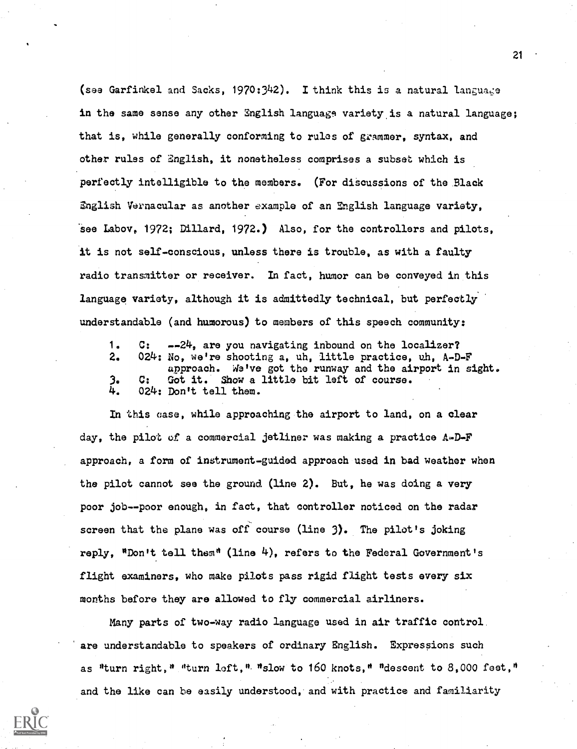(see Garfinkel and Sacks, 1970:342). I think this is a natural language in the same sense any other English language variety is a natural language; that is, while generally conforming to rules of grammer, syntax, and other rules of English, it nonetheless comprises a subset which is perfectly intelligible to the members. (For discussions of the Black English Vernacular as another example of an English language variety, see Labov, 1972; Dillard, 1972.) Also, for the controllers and pilots, it is not self-conscious, unless there is trouble, as with a faulty radio transmitter or receiver. In fact, humor can be conveyed in this language variety, although it is admittedly technical, but perfectly understandable (and humorous) to members of this speech community:

1. C: --24, are you navigating inbound on the localizer?
2. 024: No, we're shooting a, uh, little practice, uh, A-D-F approach. We've got the runway and the airport in sight.
3. C: Got it. Show a little bit left of course.
4. 024: Don't tell them.

In this case, while approaching the airport to land, on a clear day, the pilot of a commercial jetliner was making a practice A-D-F approach, a form of instrument-guided approach used in bad weather when the pilot cannot see the ground (line 2). But, he was doing a very poor job--poor enough, in fact, that controller noticed on the radar screen that the plane was off course (line 3). The pilot's joking reply, "Don't tell them" (line 4), refers to the Federal Government's flight examiners, who make pilots pass rigid flight tests every six months before they are allowed to fly commercial airliners.

Many parts of two-way radio language used in air traffic control are understandable to speakers of ordinary English. Expressions such as "turn right," "turn left," "slow to 160 knots," "descent to 8,000 feet," and the like can be easily understood, and with practice and familiarity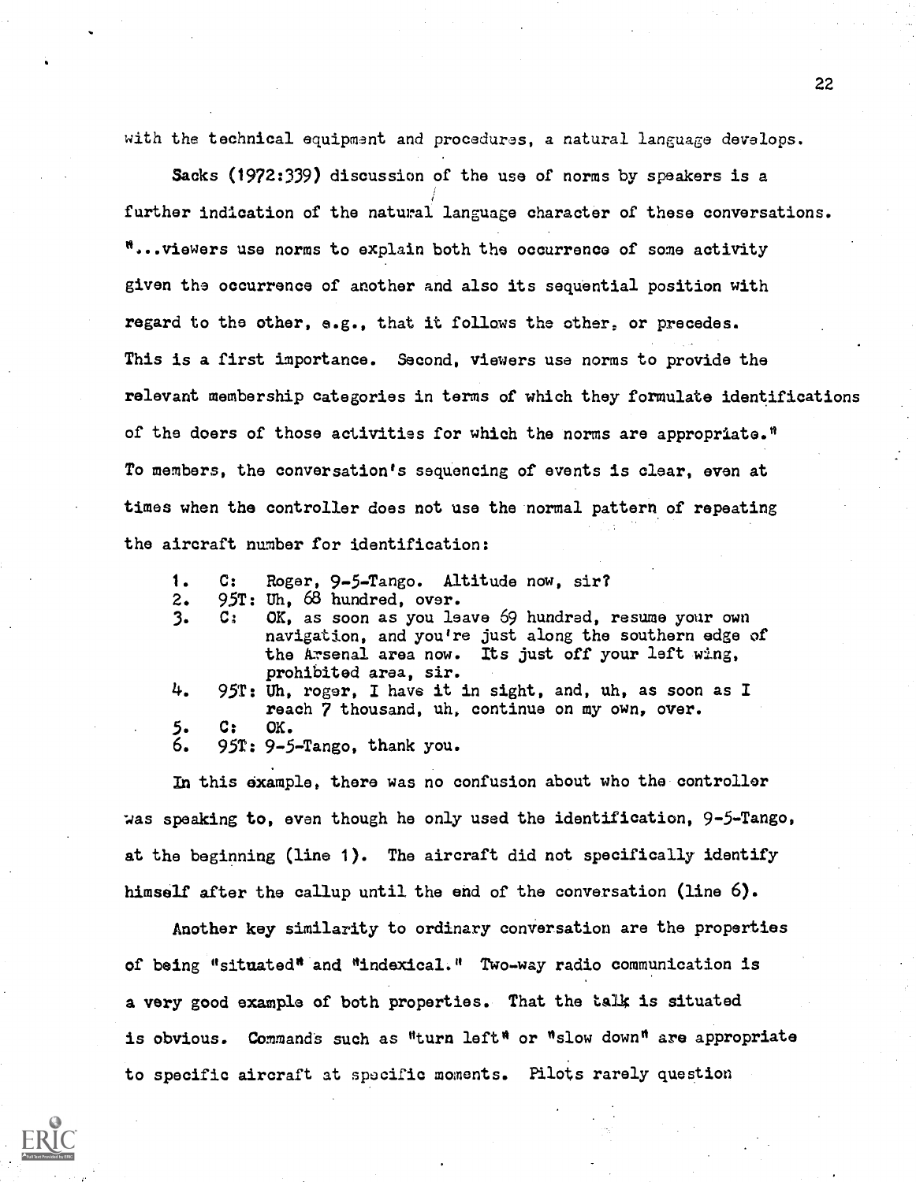with the technical equipment and procedures, a natural language develops.

Sacks (1972:339) discussion of the use of norms by speakers is a further indication of the natural language character of these conversations. "...viewers use norms to explain both the occurrence of some activity given the occurrence of another and also its sequential position with regard to the other, e.g., that it follows the other, or precedes. This is a first importance. Second, viewers use norms to provide the relevant membership categories in terms of which they formulate identifications of the doers of those activities for which the norms are appropriate." To members, the conversation's sequencing of events is clear, even at times when the controller does not use the normal pattern of repeating the aircraft number for identification:

1. C: Roger, 9-5-Tango. Altitude now, sir?
2. 95T: Uh, 68 hundred, over.
3. C: OK, as soon as you leave 69 hundred, resume your own navigation, and you're just along the southern edge of the Arsenal area now. Its just off your left wing, prohibited area, sir.
4. 95T: Uh, roger, I have it in sight, and, uh, as soon as I reach 7 thousand, uh, continue on my own, over.
5. C: OK.
6. 95T: 9-5-Tango, thank you.

In this example, there was no confusion about who the controller was speaking to, even though he only used the identification, 9-5-Tango, at the beginning (line 1). The aircraft did not specifically identify himself after the callup until the end of the conversation (line 6).

Another key similarity to ordinary conversation are the properties of being "situated" and "indexical." Two-way radio communication is a very good example of both properties. That the talk is situated is obvious. Commands such as "turn left" or "slow down" are appropriate to specific aircraft at specific moments. Pilots rarely question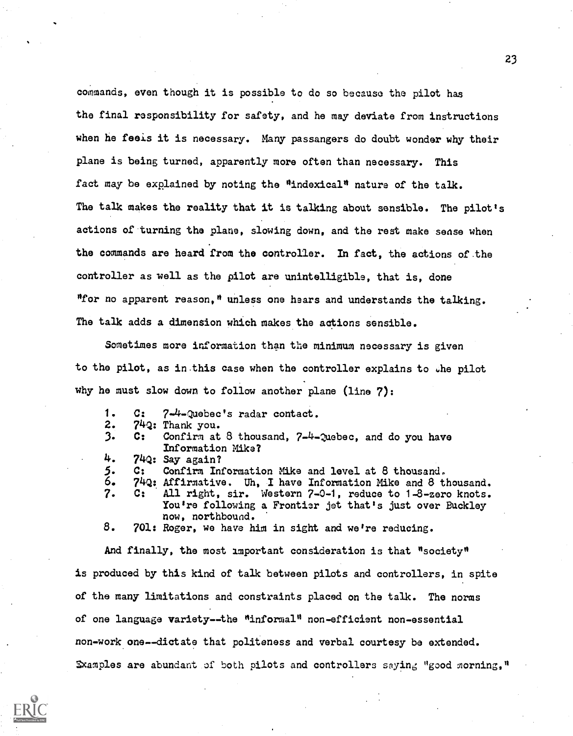commands, even though it is possible to do so because the pilot has the final responsibility for safety, and he may deviate from instructions when he feels it is necessary. Many passangers do doubt wonder why their plane is being turned, apparently more often than necessary. This fact may be explained by noting the "indexical" nature of the talk. The talk makes the reality that it is talking about sensible. The pilot's actions of turning the plane, slowing down, and the rest make sense when the commands are heard from the controller. In fact, the actions of the controller as well as the pilot are unintelligible, that is, done "for no apparent reason," unless one hears and understands the talking. The talk adds a dimension which makes the actions sensible.

Sometimes more information than the minimum necessary is given to the pilot, as in this case when the controller explains to the pilot why he must slow down to follow another plane (line 7):

1. C: 7-4-Quebec's radar contact.
2. 74Q: Thank you.
3. C: Confirm at 8 thousand, 7-4-Quebec, and do you have Information Mike?
4. 74Q: Say again?
5. C: Confirm Information Mike and level at 8 thousand.
6. 74Q: Affirmative. Uh, I have Information Mike and 8 thousand.
7. C: All right, sir. Western 7-0-1, reduce to 1-8-zero knots. You're following a Frontier jet that's just over Buckley now, northbound.
8. 701: Roger, we have him in sight and we're reducing.

And finally, the most important consideration is that "society" is produced by this kind of talk between pilots and controllers, in spite of the many limitations and constraints placed on the talk. The norms of one language variety--the "informal" non-efficient non-essential non-work one--dictate that politeness and verbal courtesy be extended. Examples are abundant of both pilots and controllers saying "good morning,"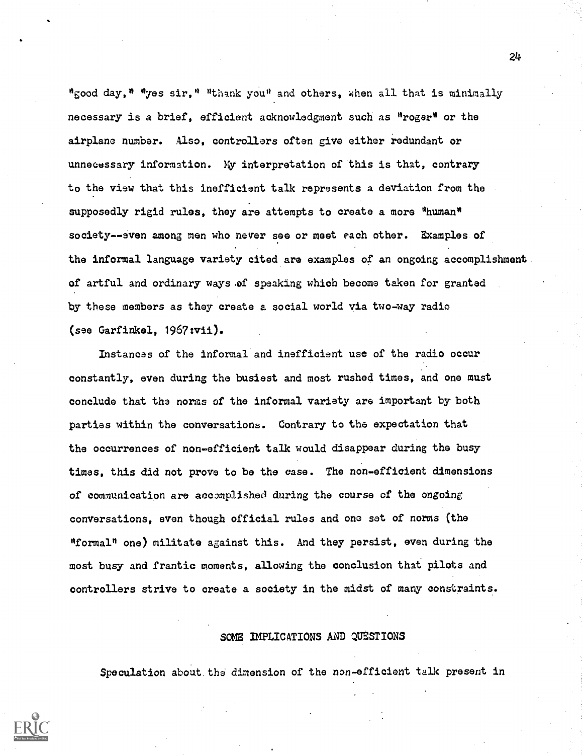"good day," "yes sir," "thank you" and others, when all that is minimally necessary is a brief, efficient acknowledgment such as "roger" or the airplane number. Also, controllers often give either redundant or unnecessary information. My interpretation of this is that, contrary to the view that this inefficient talk represents a deviation from the supposedly rigid rules, they are attempts to create a more "human" society--even among men who never see or meet each other. Examples of the informal language variety cited are examples of an ongoing accomplishment of artful and ordinary ways of speaking which become taken for granted by these members as they create a social world via two-way radio (see Garfinkel, 1967:vii).

Instances of the informal and inefficient use of the radio occur constantly, even during the busiest and most rushed times, and one must conclude that the norms of the informal variety are important by both parties within the conversations. Contrary to the expectation that the occurrences of non-efficient talk would disappear during the busy times, this did not prove to be the case. The non-efficient dimensions of communication are accomplished during the course of the ongoing conversations, even though official rules and one set of norms (the "formal" one) militate against this. And they persist, even during the most busy and frantic moments, allowing the conclusion that pilots and controllers strive to create a society in the midst of many constraints.

## SOME IMPLICATIONS AND QUESTIONS

Speculation about the dimension of the non-efficient talk present in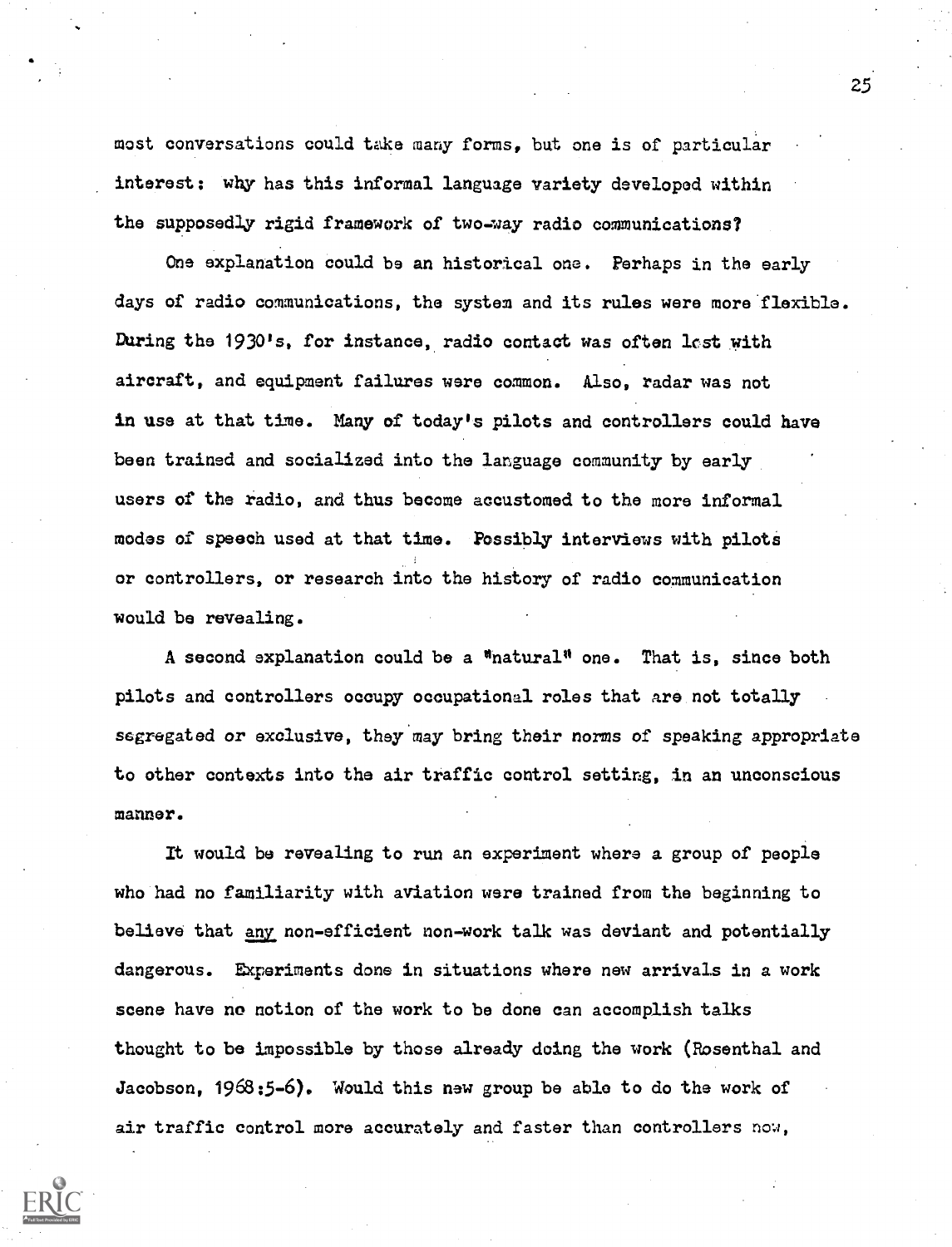most conversations could take many forms, but one is of particular interest: why has this informal language variety developed within the supposedly rigid framework of two-way radio communications?

One explanation could be an historical one. Perhaps in the early days of radio communications, the system and its rules were more flexible. During the 1930's, for instance, radio contact was often lost with aircraft, and equipment failures were common. Also, radar was not in use at that time. Many of today's pilots and controllers could have been trained and socialized into the language community by early users of the radio, and thus become accustomed to the more informal modes of speech used at that time. Possibly interviews with pilots or controllers, or research into the history of radio communication would be revealing.

A second explanation could be a "natural" one. That is, since both pilots and controllers occupy occupational roles that are not totally segregated or exclusive, they may bring their norms of speaking appropriate to other contexts into the air traffic control setting, in an unconscious manner.

It would be revealing to run an experiment where a group of people who had no familiarity with aviation were trained from the beginning to believe that <u>any</u> non-efficient non-work talk was deviant and potentially dangerous. Experiments done in situations where new arrivals in a work scene have no notion of the work to be done can accomplish talks thought to be impossible by those already doing the work (Rosenthal and Jacobson, 1968:5-6). Would this new group be able to do the work of air traffic control more accurately and faster than controllers now,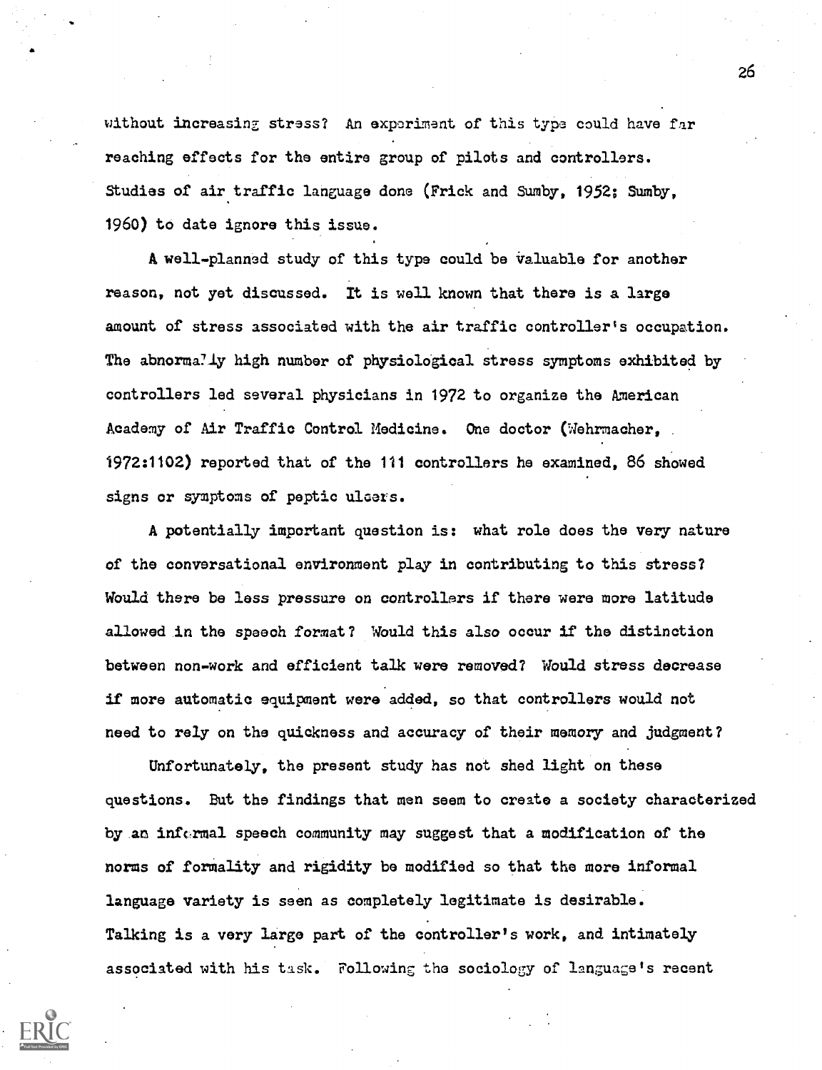without increasing stress? An experiment of this type could have far reaching effects for the entire group of pilots and controllers. Studies of air traffic language done (Frick and Sumby, 1952; Sumby, 1960) to date ignore this issue.

A well-planned study of this type could be valuable for another reason, not yet discussed. It is well known that there is a large amount of stress associated with the air traffic controller's occupation. The abnormally high number of physiological stress symptoms exhibited by controllers led several physicians in 1972 to organize the American Academy of Air Traffic Control Medicine. One doctor (Wehrmacher, 1972:1102) reported that of the 111 controllers he examined, 86 showed signs or symptoms of peptic ulcers.

A potentially important question is: what role does the very nature of the conversational environment play in contributing to this stress? Would there be less pressure on controllers if there were more latitude allowed in the speech format? Would this also occur if the distinction between non-work and efficient talk were removed? Would stress decrease if more automatic equipment were added, so that controllers would not need to rely on the quickness and accuracy of their memory and judgment?

Unfortunately, the present study has not shed light on these questions. But the findings that men seem to create a society characterized by an informal speech community may suggest that a modification of the norms of formality and rigidity be modified so that the more informal language variety is seen as completely legitimate is desirable. Talking is a very large part of the controller's work, and intimately associated with his task. Following the sociology of language's recent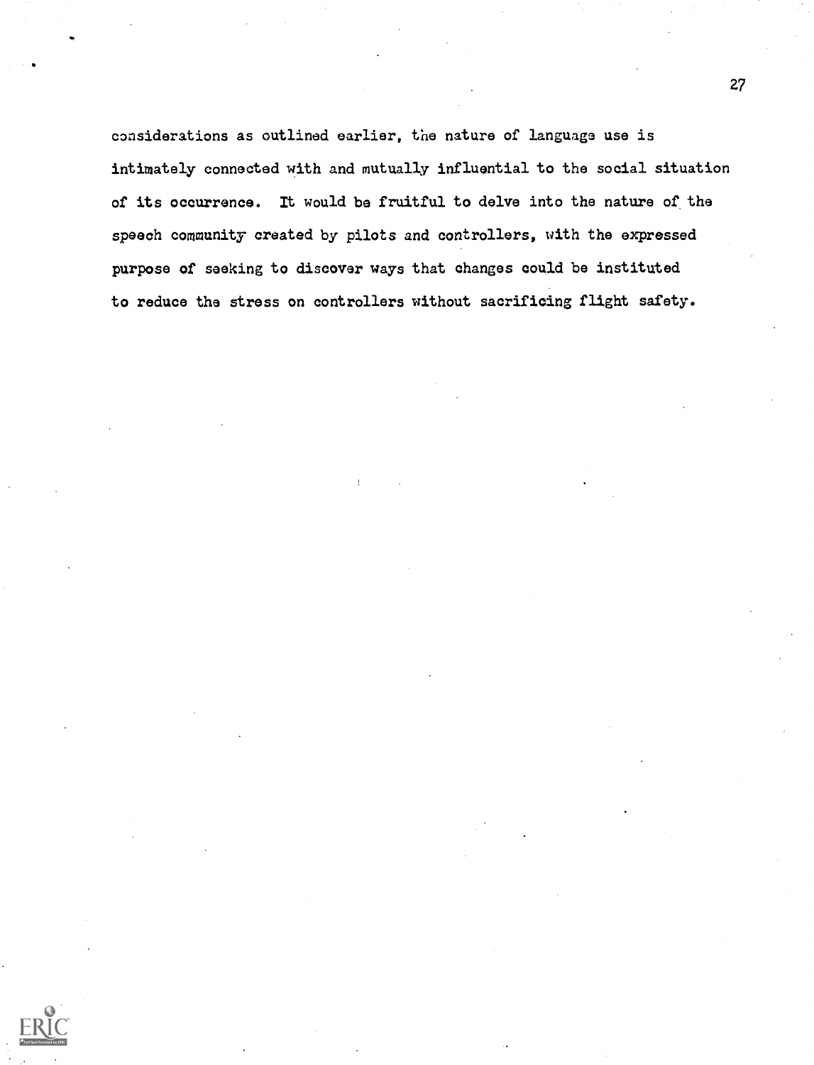considerations as outlined earlier, the nature of language use is intimately connected with and mutually influential to the social situation of its occurrence. It would be fruitful to delve into the nature of the speech community created by pilots and controllers, with the expressed purpose of seeking to discover ways that changes could be instituted to reduce the stress on controllers without sacrificing flight safety.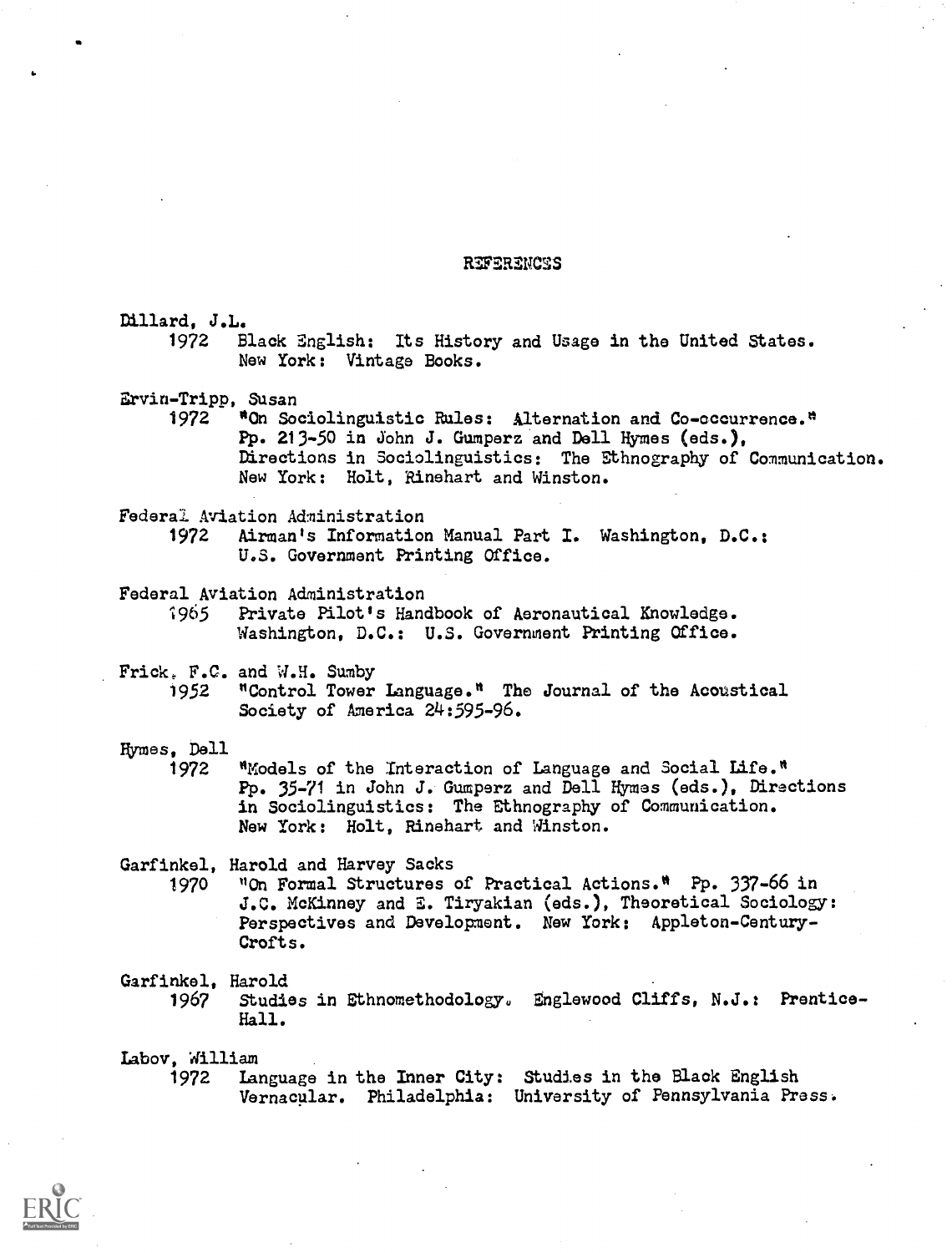## REFERENCES

Dillard, J.L.
1972 Black English: Its History and Usage in the United States. New York: Vintage Books.

Ervin-Tripp, Susan
1972 "On Sociolinguistic Rules: Alternation and Co-occurrence." Pp. 213-50 in John J. Gumperz and Dell Hymes (eds.), Directions in Sociolinguistics: The Ethnography of Communication. New York: Holt, Rinehart and Winston.

Federal Aviation Administration
1972 Airman's Information Manual Part I. Washington, D.C.: U.S. Government Printing Office.

Federal Aviation Administration
1965 Private Pilot's Handbook of Aeronautical Knowledge. Washington, D.C.: U.S. Government Printing Office.

Frick, F.C. and W.H. Sumby
1952 "Control Tower Language." The Journal of the Acoustical Society of America 24:595-96.

Hymes, Dell
1972 "Models of the Interaction of Language and Social Life." Pp. 35-71 in John J. Gumperz and Dell Hymes (eds.), Directions in Sociolinguistics: The Ethnography of Communication. New York: Holt, Rinehart and Winston.

Garfinkel, Harold and Harvey Sacks
1970 "On Formal Structures of Practical Actions." Pp. 337-66 in J.C. McKinney and E. Tiryakian (eds.), Theoretical Sociology: Perspectives and Development. New York: Appleton-Century-Crofts.

Garfinkel, Harold
1967 Studies in Ethnomethodology. Englewood Cliffs, N.J.: Prentice-Hall.

Labov, William
1972 Language in the Inner City: Studies in the Black English Vernacular. Philadelphia: University of Pennsylvania Press.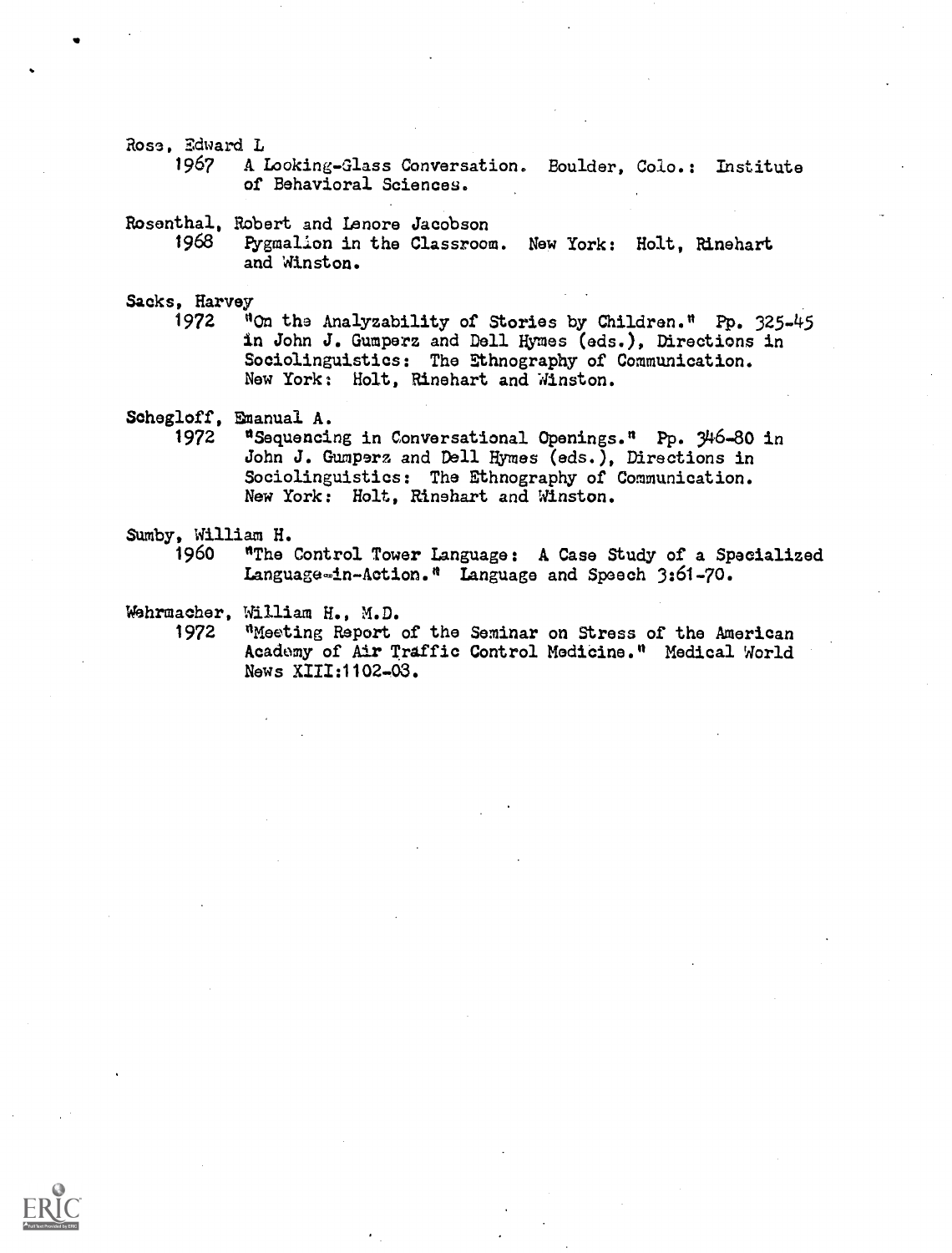Rose, Edward L

1967 A Looking-Glass Conversation. Boulder, Colo.: Institute of Behavioral Sciences.

Rosenthal, Robert and Lenore Jacobson

1968 Pygmalion in the Classroom. New York: Holt, Rinehart and Winston.

Sacks, Harvey

1972 "On the Analyzability of Stories by Children." Pp. 325-45 in John J. Gumperz and Dell Hymes (eds.), Directions in Sociolinguistics: The Ethnography of Communication. New York: Holt, Rinehart and Winston.

Schegloff, Emanual A.

1972 "Sequencing in Conversational Openings." Pp. 346-80 in John J. Gumperz and Dell Hymes (eds.), Directions in Sociolinguistics: The Ethnography of Communication. New York: Holt, Rinehart and Winston.

Sumby, William H.

1960 "The Control Tower Language: A Case Study of a Specialized Language-in-Action." Language and Speech 3:61-70.

Wehrmacher, William H., M.D.

1972 "Meeting Report of the Seminar on Stress of the American Academy of Air Traffic Control Medicine." Medical World News XIII:1102-03.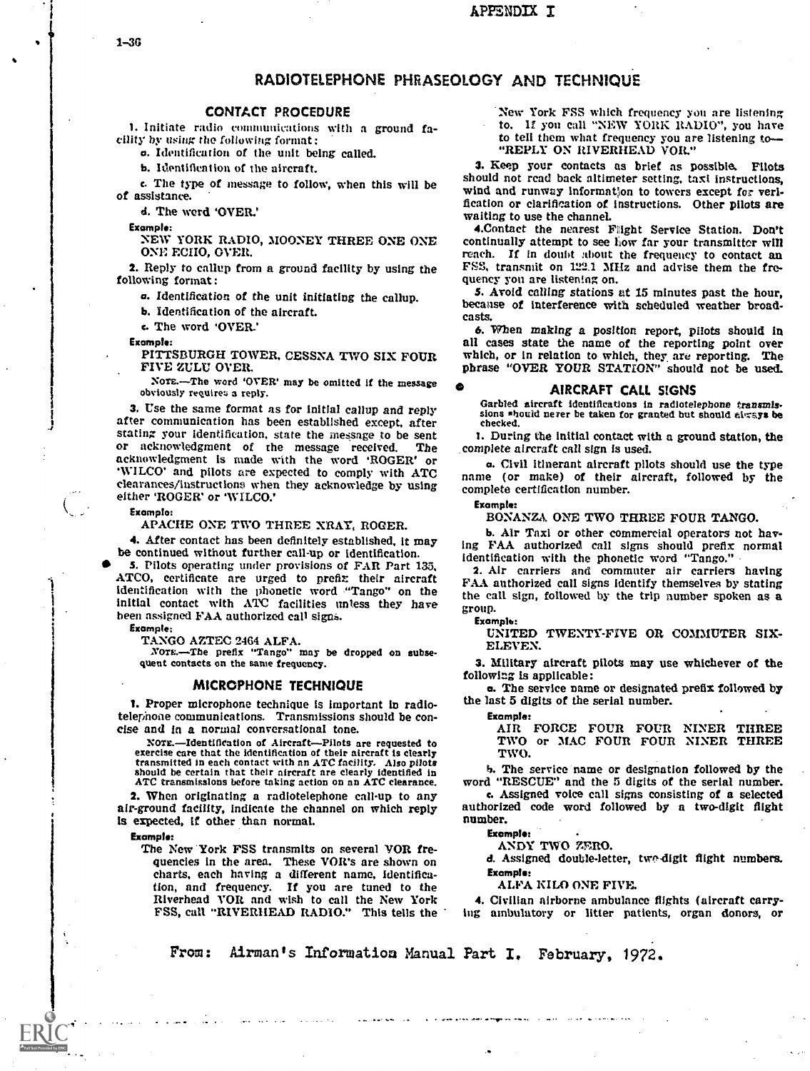APPENDIX I

# RADIOTELEPHONE PHRASEOLOGY AND TECHNIQUE

## CONTACT PROCEDURE

1. Initiate radio communications with a ground facility by using the following format:

a. Identification of the unit being called.

b. Identification of the aircraft.

c. The type of message to follow, when this will be of assistance.

d. The word 'OVER.'

**Example:**

NEW YORK RADIO, MOONEY THREE ONE ONE ONE ECHO, OVER.

2. Reply to callup from a ground facility by using the following format:

a. Identification of the unit initiating the callup.

b. Identification of the aircraft.

c. The word 'OVER.'

**Example:**

PITTSBURGH TOWER, CESSNA TWO SIX FOUR FIVE ZULU OVER.

NOTE.—The word 'OVER' may be omitted if the message obviously requires a reply.

3. Use the same format as for initial callup and reply after communication has been established except, after stating your identification, state the message to be sent or acknowledgment of the message received. The acknowledgment is made with the word 'ROGER' or 'WILCO' and pilots are expected to comply with ATC clearances/instructions when they acknowledge by using either 'ROGER' or 'WILCO.'

**Example:**

APACHE ONE TWO THREE XRAY, ROGER.

4. After contact has been definitely established, it may be continued without further call-up or identification.

5. Pilots operating under provisions of FAR Part 135, ATCO, certificate are urged to prefix their aircraft identification with the phonetic word "Tango" on the initial contact with ATC facilities unless they have been assigned FAA authorized call signs.

**Example:**

TANGO AZTEC 2464 ALFA.

NOTE.—The prefix "Tango" may be dropped on subsequent contacts on the same frequency.

## MICROPHONE TECHNIQUE

1. Proper microphone technique is important in radiotelephone communications. Transmissions should be concise and in a normal conversational tone.

NOTE.—Identification of Aircraft—Pilots are requested to exercise care that the identification of their aircraft is clearly transmitted in each contact with an ATC facility. Also pilots should be certain that their aircraft are clearly identified in ATC transmissions before taking action on an ATC clearance.

2. When originating a radiotelephone call-up to any air-ground facility, indicate the channel on which reply is expected, if other than normal.

**Example:**

The New York FSS transmits on several VOR frequencies in the area. These VOR's are shown on charts, each having a different name, identification, and frequency. If you are tuned to the Riverhead VOR and wish to call the New York FSS, call "RIVERHEAD RADIO." This tells the New York FSS which frequency you are listening to. If you call "NEW YORK RADIO", you have to tell them what frequency you are listening to—"REPLY ON RIVERHEAD VOR."

3. Keep your contacts as brief as possible. Pilots should not read back altimeter setting, taxi instructions, wind and runway information to towers except for verification or clarification of instructions. Other pilots are waiting to use the channel.

4. Contact the nearest Flight Service Station. Don't continually attempt to see how far your transmitter will reach. If in doubt about the frequency to contact an FSS, transmit on 122.1 MHz and advise them the frequency you are listening on.

5. Avoid calling stations at 15 minutes past the hour, because of interference with scheduled weather broadcasts.

6. When making a position report, pilots should in all cases state the name of the reporting point over which, or in relation to which, they are reporting. The phrase "OVER YOUR STATION" should not be used.

## AIRCRAFT CALL SIGNS

Garbled aircraft identifications in radiotelephone transmissions should never be taken for granted but should always be checked.

1. During the initial contact with a ground station, the complete aircraft call sign is used.

a. Civil itinerant aircraft pilots should use the type name (or make) of their aircraft, followed by the complete certification number.

**Example:**

BONANZA ONE TWO THREE FOUR TANGO.

b. Air Taxi or other commercial operators not having FAA authorized call signs should prefix normal identification with the phonetic word "Tango."

2. Air carriers and commuter air carriers having FAA authorized call signs identify themselves by stating the call sign, followed by the trip number spoken as a group.

**Example:**

UNITED TWENTY-FIVE OR COMMUTER SIX-ELEVEN.

3. Military aircraft pilots may use whichever of the following is applicable:

a. The service name or designated prefix followed by the last 5 digits of the serial number.

**Example:**

AIR FORCE FOUR FOUR NINER THREE TWO or MAC FOUR FOUR NINER THREE TWO.

b. The service name or designation followed by the word "RESCUE" and the 5 digits of the serial number.

c. Assigned voice call signs consisting of a selected authorized code word followed by a two-digit flight number.

**Example:**

ANDY TWO ZERO.

d. Assigned double-letter, two-digit flight numbers.

**Example:**

ALFA KILO ONE FIVE.

4. Civilian airborne ambulance flights (aircraft carrying ambulatory or litter patients, organ donors, or

From: Airman's Information Manual Part I. February, 1972.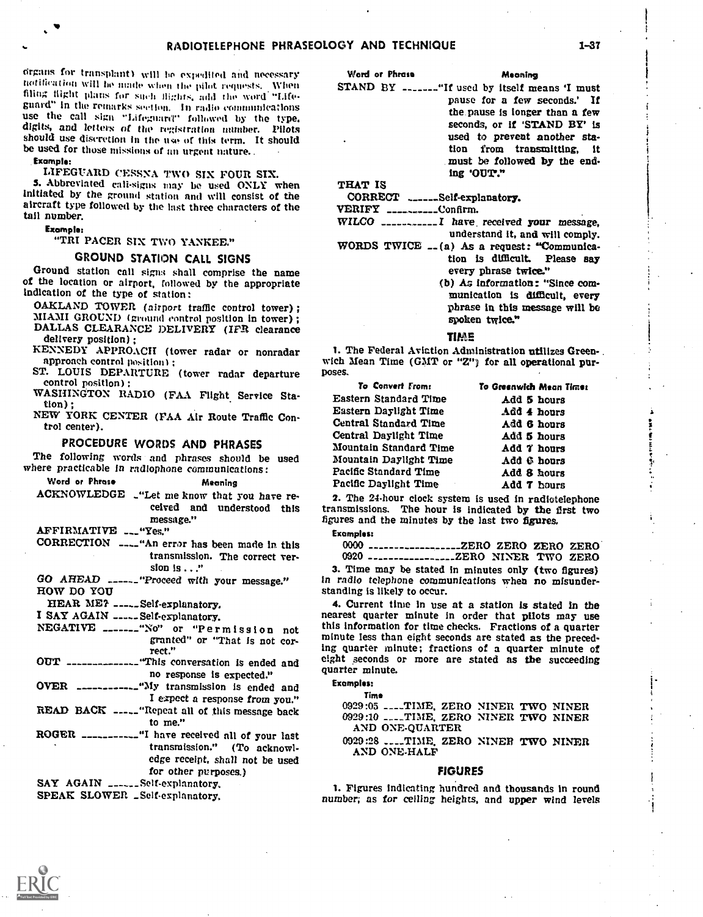organs for transplant) will be expedited and necessary notification will be made when the pilot requests. When filing flight plans for such flights, add the word "Lifeguard" in the remarks section. In radio communications use the call sign "Lifeguard" followed by the type, digits, and letters of the registration number. Pilots should use discretion in the use of this term. It should be used for those missions of an urgent nature.

**Example:**

LIFEGUARD CESSNA TWO SIX FOUR SIX.

5. Abbreviated call-signs may be used ONLY when initiated by the ground station and will consist of the aircraft type followed by the last three characters of the tail number.

**Example:**

"TRI PACER SIX TWO YANKEE."

## GROUND STATION CALL SIGNS

Ground station call signs shall comprise the name of the location or airport, followed by the appropriate indication of the type of station:

- OAKLAND TOWER (airport traffic control tower);
- MIAMI GROUND (ground control position in tower);
- DALLAS CLEARANCE DELIVERY (IFR clearance delivery position);
- KENNEDY APPROACH (tower radar or nonradar approach control position);
- ST. LOUIS DEPARTURE (tower radar departure control position);
- WASHINGTON RADIO (FAA Flight Service Station);
- NEW YORK CENTER (FAA Air Route Traffic Control center).

## PROCEDURE WORDS AND PHRASES

The following words and phrases should be used where practicable in radiophone communications:

| Word or Phrase | Meaning |
|---|---|
| ACKNOWLEDGE | "Let me know that you have received and understood this message." |
| AFFIRMATIVE | "Yes." |
| CORRECTION | "An error has been made in this transmission. The correct version is . . ." |
| GO AHEAD | "Proceed with your message." |
| HOW DO YOU HEAR ME? | Self-explanatory. |
| I SAY AGAIN | Self-explanatory. |
| NEGATIVE | "No" or "Permission not granted" or "That is not correct." |
| OUT | "This conversation is ended and no response is expected." |
| OVER | "My transmission is ended and I expect a response from you." |
| READ BACK | "Repeat all of this message back to me." |
| ROGER | "I have received all of your last transmission." (To acknowledge receipt, shall not be used for other purposes.) |
| SAY AGAIN | Self-explanatory. |
| SPEAK SLOWER | Self-explanatory. |
| STAND BY | "If used by itself means 'I must pause for a few seconds.' If the pause is longer than a few seconds, or if 'STAND BY' is used to prevent another station from transmitting, it must be followed by the ending 'OUT'." |
| THAT IS CORRECT | Self-explanatory. |
| VERIFY | Confirm. |
| WILCO | I have received your message, understand it, and will comply. |
| WORDS TWICE | (a) As a request: "Communication is difficult. Please say every phrase twice." (b) As information: "Since communication is difficult, every phrase in this message will be spoken twice." |

## TIME

1. The Federal Aviation Administration utilizes Greenwich Mean Time (GMT or "Z") for all operational purposes.

| To Convert From: | To Greenwich Mean Time: |
|---|---|
| Eastern Standard Time | Add 5 hours |
| Eastern Daylight Time | Add 4 hours |
| Central Standard Time | Add 6 hours |
| Central Daylight Time | Add 5 hours |
| Mountain Standard Time | Add 7 hours |
| Mountain Daylight Time | Add 6 hours |
| Pacific Standard Time | Add 8 hours |
| Pacific Daylight Time | Add 7 hours |

2. The 24-hour clock system is used in radiotelephone transmissions. The hour is indicated by the first two figures and the minutes by the last two figures.

**Examples:**

0000 ---- ZERO ZERO ZERO ZERO
0920 ---- ZERO NINER TWO ZERO

3. Time may be stated in minutes only (two figures) in radio telephone communications when no misunderstanding is likely to occur.

4. Current time in use at a station is stated in the nearest quarter minute in order that pilots may use this information for time checks. Fractions of a quarter minute less than eight seconds are stated as the preceding quarter minute; fractions of a quarter minute of eight seconds or more are stated as the succeeding quarter minute.

**Examples:**

Time

0929:05 ---- TIME, ZERO NINER TWO NINER
0929:10 ---- TIME, ZERO NINER TWO NINER AND ONE-QUARTER
0929:28 ---- TIME, ZERO NINER TWO NINER AND ONE-HALF

## FIGURES

1. Figures indicating hundred and thousands in round number; as for ceiling heights, and upper wind levels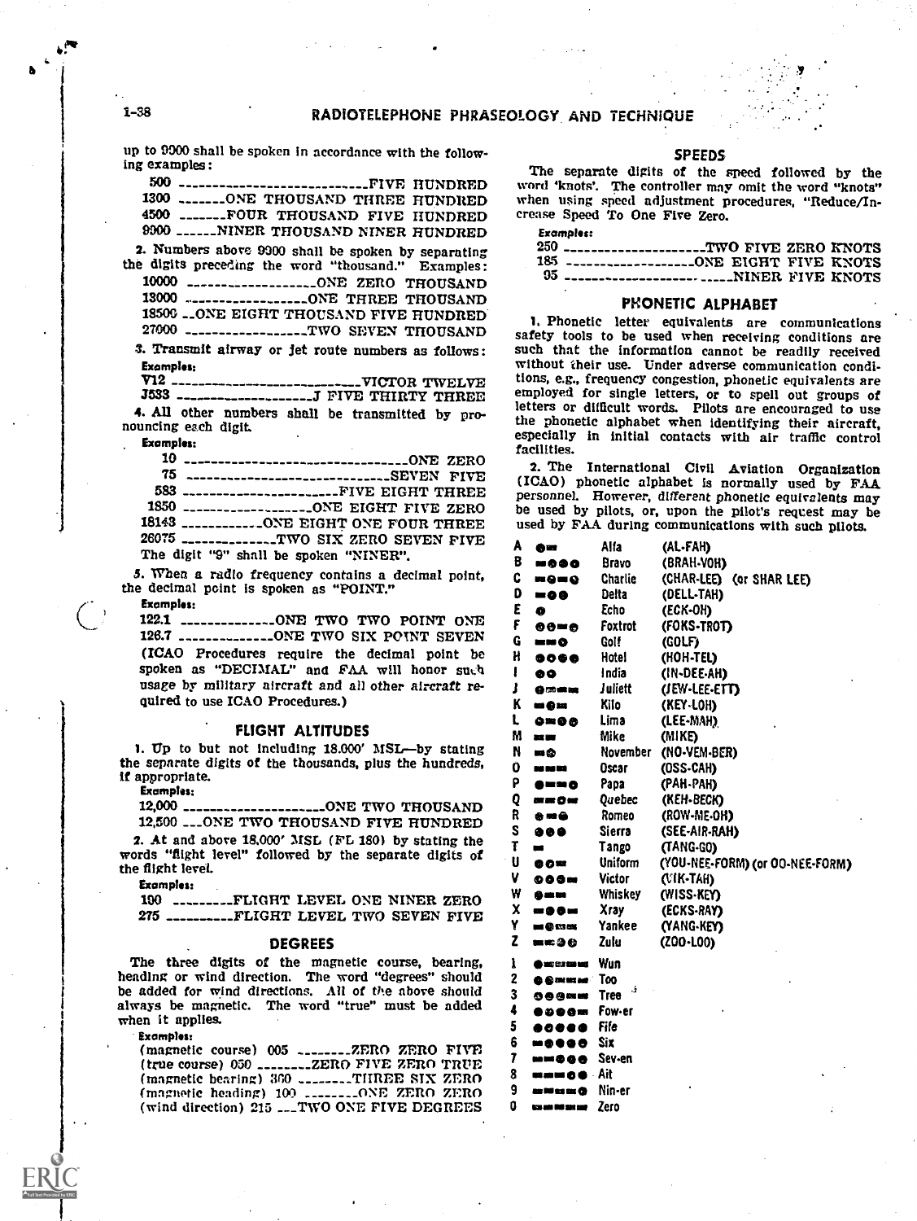up to 9000 shall be spoken in accordance with the following examples:

500 ---------------------------FIVE HUNDRED
1300 -------ONE THOUSAND THREE HUNDRED
4500 -------FOUR THOUSAND FIVE HUNDRED
9900 ------NINER THOUSAND NINER HUNDRED

2. Numbers above 9900 shall be spoken by separating the digits preceding the word "thousand." Examples:

10000 ------------------ONE ZERO THOUSAND
13000 ------------------ONE THREE THOUSAND
18500 --ONE EIGHT THOUSAND FIVE HUNDRED
27000 ------------------TWO SEVEN THOUSAND

3. Transmit airway or jet route numbers as follows:

**Examples:**

V12 ---------------------------VICTOR TWELVE
J533 -------------------J FIVE THIRTY THREE

4. All other numbers shall be transmitted by pronouncing each digit.

**Examples:**

10 --------------------------------ONE ZERO
75 ------------------------------SEVEN FIVE
583 ----------------------FIVE EIGHT THREE
1850 -----------------ONE EIGHT FIVE ZERO
18143 ------------ONE EIGHT ONE FOUR THREE
26075 -------------TWO SIX ZERO SEVEN FIVE

The digit "9" shall be spoken "NINER".

5. When a radio frequency contains a decimal point, the decimal point is spoken as "POINT."

**Examples:**

122.1 -------------ONE TWO TWO POINT ONE
126.7 -------------ONE TWO SIX POINT SEVEN

(ICAO Procedures require the decimal point be spoken as "DECIMAL" and FAA will honor such usage by military aircraft and all other aircraft required to use ICAO Procedures.)

## FLIGHT ALTITUDES

1. Up to but not including 18,000' MSL—by stating the separate digits of the thousands, plus the hundreds, if appropriate.

**Examples:**

12,000 ---------------------ONE TWO THOUSAND
12,500 ---ONE TWO THOUSAND FIVE HUNDRED

2. At and above 18,000' MSL (FL 180) by stating the words "flight level" followed by the separate digits of the flight level.

**Examples:**

190 ---------FLIGHT LEVEL ONE NINER ZERO
275 ----------FLIGHT LEVEL TWO SEVEN FIVE

## DEGREES

The three digits of the magnetic course, bearing, heading or wind direction. The word "degrees" should be added for wind directions. All of the above should always be magnetic. The word "true" must be added when it applies.

**Examples:**

(magnetic course) 005 --------ZERO ZERO FIVE
(true course) 050 --------ZERO FIVE ZERO TRUE
(magnetic bearing) 360 --------THREE SIX ZERO
(magnetic heading) 100 --------ONE ZERO ZERO
(wind direction) 215 ---TWO ONE FIVE DEGREES

## SPEEDS

The separate digits of the speed followed by the word 'knots'. The controller may omit the word "knots" when using speed adjustment procedures, "Reduce/Increase Speed To One Five Zero.

**Examples:**

250 ---------------------TWO FIVE ZERO KNOTS
185 -------------------ONE EIGHT FIVE KNOTS
95 ------------------------NINER FIVE KNOTS

## PHONETIC ALPHABET

1. Phonetic letter equivalents are communications safety tools to be used when receiving conditions are such that the information cannot be readily received without their use. Under adverse communication conditions, e.g., frequency congestion, phonetic equivalents are employed for single letters, or to spell out groups of letters or difficult words. Pilots are encouraged to use the phonetic alphabet when identifying their aircraft, especially in initial contacts with air traffic control facilities.

2. The International Civil Aviation Organization (ICAO) phonetic alphabet is normally used by FAA personnel. However, different phonetic equivalents may be used by pilots, or, upon the pilot's request may be used by FAA during communications with such pilots.

| | | | |
|---|---|---|---|
| A | ·– | Alfa | (AL-FAH) |
| B | –··· | Bravo | (BRAH-VOH) |
| C | –·–· | Charlie | (CHAR-LEE) (or SHAR LEE) |
| D | –·· | Delta | (DELL-TAH) |
| E | · | Echo | (ECK-OH) |
| F | ··–· | Foxtrot | (FOKS-TROT) |
| G | ––· | Golf | (GOLF) |
| H | ···· | Hotel | (HOH-TEL) |
| I | ·· | India | (IN-DEE-AH) |
| J | ·––– | Juliett | (JEW-LEE-ETT) |
| K | –·– | Kilo | (KEY-LOH) |
| L | ·–·· | Lima | (LEE-MAH) |
| M | –– | Mike | (MIKE) |
| N | –· | November | (NO-VEM-BER) |
| O | ––– | Oscar | (OSS-CAH) |
| P | ·––· | Papa | (PAH-PAH) |
| Q | ––·– | Quebec | (KEH-BECK) |
| R | ·–· | Romeo | (ROW-ME-OH) |
| S | ··· | Sierra | (SEE-AIR-RAH) |
| T | – | Tango | (TANG-GO) |
| U | ··– | Uniform | (YOU-NEE-FORM) (or OO-NEE-FORM) |
| V | ···– | Victor | (VIK-TAH) |
| W | ·–– | Whiskey | (WISS-KEY) |
| X | –··– | Xray | (ECKS-RAY) |
| Y | –·–– | Yankee | (YANG-KEY) |
| Z | ––·· | Zulu | (ZOO-LOO) |
| 1 | ·–––– | Wun | |
| 2 | ··––– | Too | |
| 3 | ···–– | Tree | |
| 4 | ····– | Fow-er | |
| 5 | ····· | Fife | |
| 6 | –···· | Six | |
| 7 | ––··· | Sev-en | |
| 8 | –––·· | Ait | |
| 9 | ––––· | Nin-er | |
| 0 | ––––– | Zero | |